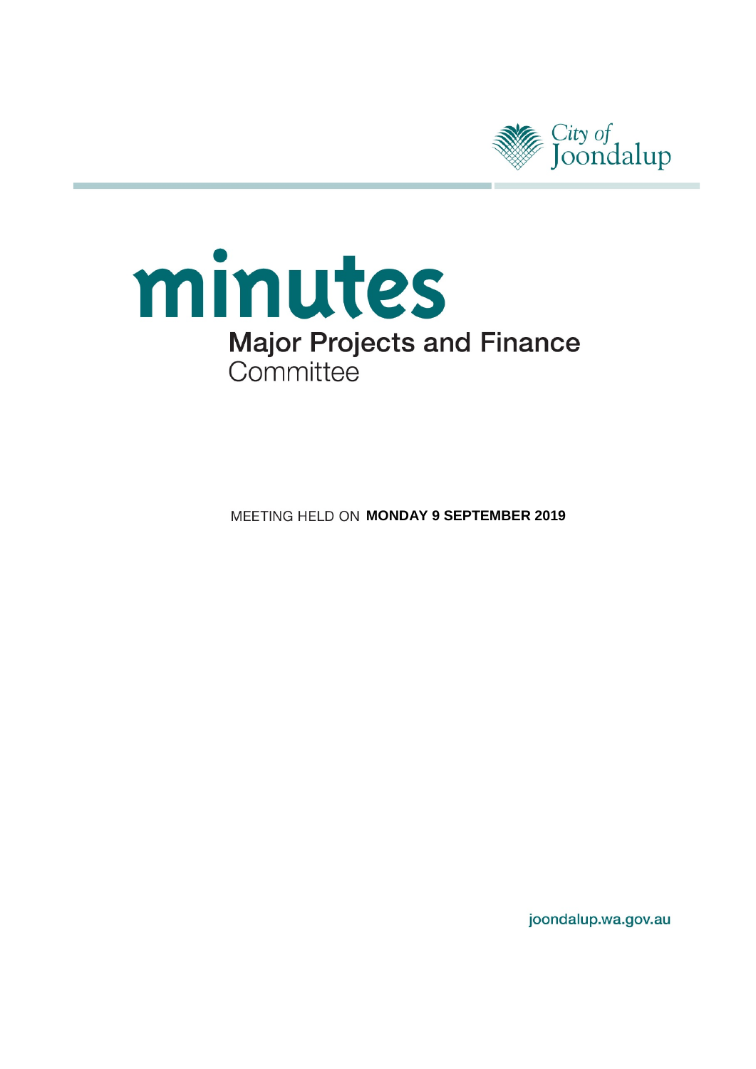City of Joondalup

# minutes

## Major Projects and Finance Committee

MEETING HELD ON **MONDAY 9 SEPTEMBER 2019**

joondalup.wa.gov.au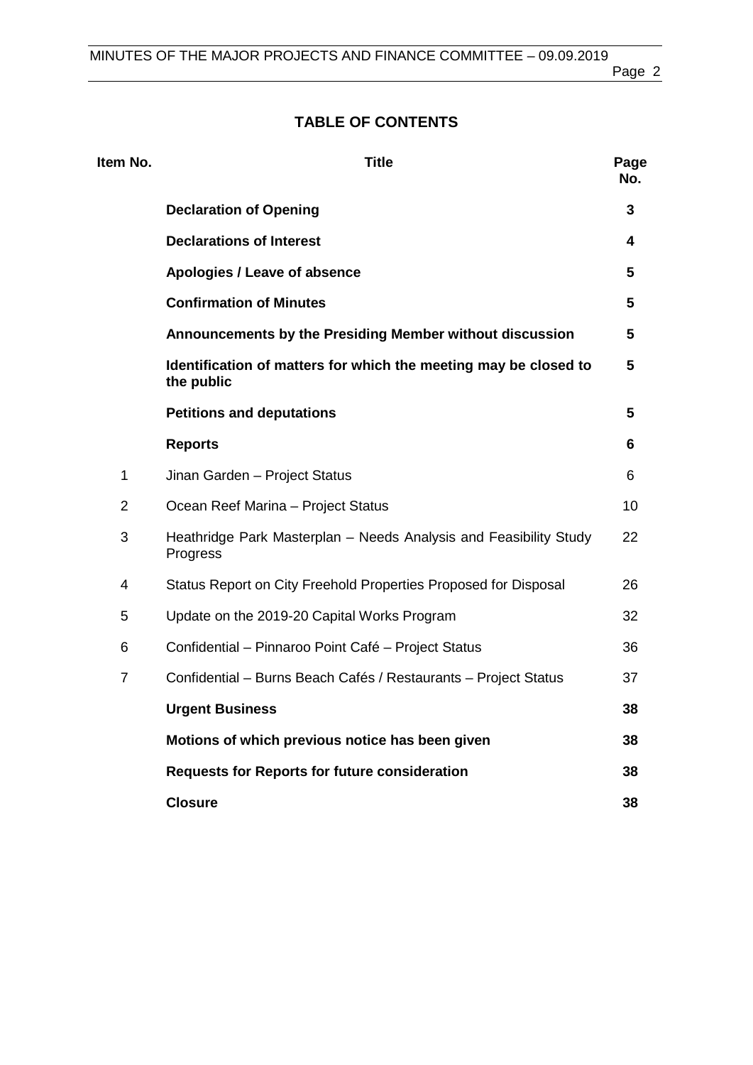## TABLE OF CONTENTS

| Item No. | Title | Page No. |
|---|---|---|
| | **Declaration of Opening** | **3** |
| | **Declarations of Interest** | **4** |
| | **Apologies / Leave of absence** | **5** |
| | **Confirmation of Minutes** | **5** |
| | **Announcements by the Presiding Member without discussion** | **5** |
| | **Identification of matters for which the meeting may be closed to the public** | **5** |
| | **Petitions and deputations** | **5** |
| | **Reports** | **6** |
| 1 | Jinan Garden – Project Status | 6 |
| 2 | Ocean Reef Marina – Project Status | 10 |
| 3 | Heathridge Park Masterplan – Needs Analysis and Feasibility Study Progress | 22 |
| 4 | Status Report on City Freehold Properties Proposed for Disposal | 26 |
| 5 | Update on the 2019-20 Capital Works Program | 32 |
| 6 | Confidential – Pinnaroo Point Café – Project Status | 36 |
| 7 | Confidential – Burns Beach Cafés / Restaurants – Project Status | 37 |
| | **Urgent Business** | **38** |
| | **Motions of which previous notice has been given** | **38** |
| | **Requests for Reports for future consideration** | **38** |
| | **Closure** | **38** |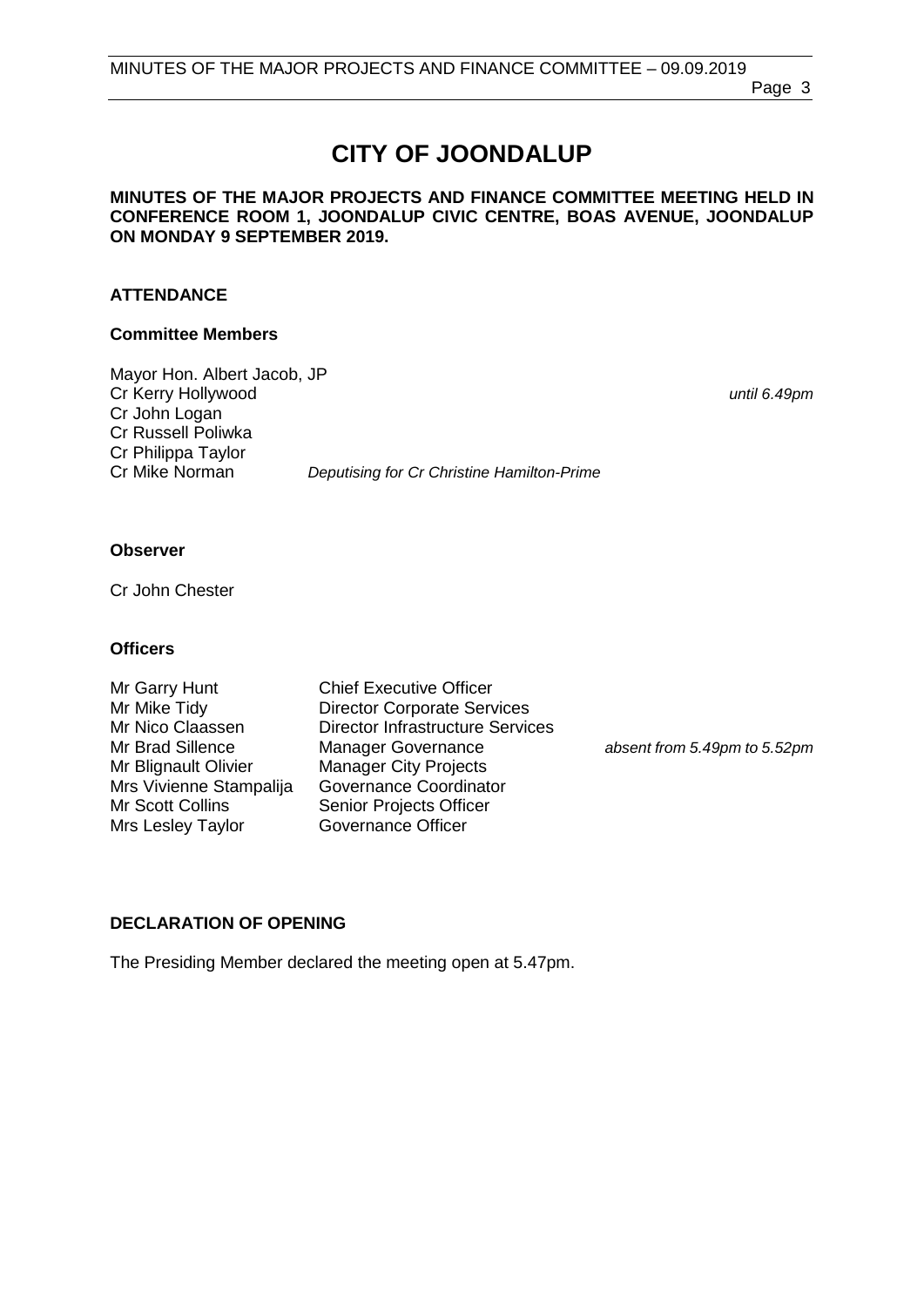# CITY OF JOONDALUP

**MINUTES OF THE MAJOR PROJECTS AND FINANCE COMMITTEE MEETING HELD IN CONFERENCE ROOM 1, JOONDALUP CIVIC CENTRE, BOAS AVENUE, JOONDALUP ON MONDAY 9 SEPTEMBER 2019.**

## ATTENDANCE

### Committee Members

Mayor Hon. Albert Jacob, JP
Cr Kerry Hollywood *until 6.49pm*
Cr John Logan
Cr Russell Poliwka
Cr Philippa Taylor
Cr Mike Norman *Deputising for Cr Christine Hamilton-Prime*

### Observer

Cr John Chester

### Officers

| | | |
|---|---|---|
| Mr Garry Hunt | Chief Executive Officer | |
| Mr Mike Tidy | Director Corporate Services | |
| Mr Nico Claassen | Director Infrastructure Services | |
| Mr Brad Sillence | Manager Governance | *absent from 5.49pm to 5.52pm* |
| Mr Blignault Olivier | Manager City Projects | |
| Mrs Vivienne Stampalija | Governance Coordinator | |
| Mr Scott Collins | Senior Projects Officer | |
| Mrs Lesley Taylor | Governance Officer | |

## DECLARATION OF OPENING

The Presiding Member declared the meeting open at 5.47pm.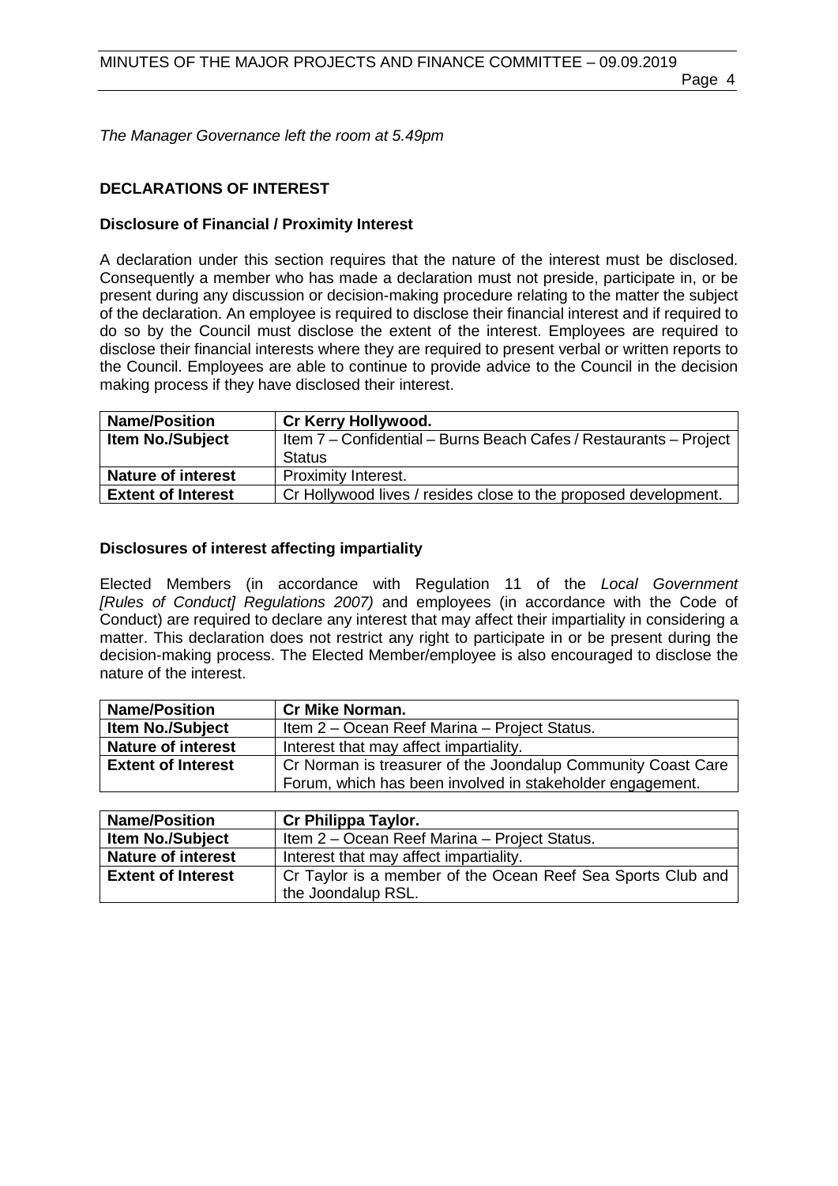*The Manager Governance left the room at 5.49pm*

## DECLARATIONS OF INTEREST

### Disclosure of Financial / Proximity Interest

A declaration under this section requires that the nature of the interest must be disclosed. Consequently a member who has made a declaration must not preside, participate in, or be present during any discussion or decision-making procedure relating to the matter the subject of the declaration. An employee is required to disclose their financial interest and if required to do so by the Council must disclose the extent of the interest. Employees are required to disclose their financial interests where they are required to present verbal or written reports to the Council. Employees are able to continue to provide advice to the Council in the decision making process if they have disclosed their interest.

| **Name/Position** | **Cr Kerry Hollywood.** |
|---|---|
| **Item No./Subject** | Item 7 – Confidential – Burns Beach Cafes / Restaurants – Project Status |
| **Nature of interest** | Proximity Interest. |
| **Extent of Interest** | Cr Hollywood lives / resides close to the proposed development. |

### Disclosures of interest affecting impartiality

Elected Members (in accordance with Regulation 11 of the *Local Government [Rules of Conduct] Regulations 2007)* and employees (in accordance with the Code of Conduct) are required to declare any interest that may affect their impartiality in considering a matter. This declaration does not restrict any right to participate in or be present during the decision-making process. The Elected Member/employee is also encouraged to disclose the nature of the interest.

| **Name/Position** | **Cr Mike Norman.** |
|---|---|
| **Item No./Subject** | Item 2 – Ocean Reef Marina – Project Status. |
| **Nature of interest** | Interest that may affect impartiality. |
| **Extent of Interest** | Cr Norman is treasurer of the Joondalup Community Coast Care Forum, which has been involved in stakeholder engagement. |

| **Name/Position** | **Cr Philippa Taylor.** |
|---|---|
| **Item No./Subject** | Item 2 – Ocean Reef Marina – Project Status. |
| **Nature of interest** | Interest that may affect impartiality. |
| **Extent of Interest** | Cr Taylor is a member of the Ocean Reef Sea Sports Club and the Joondalup RSL. |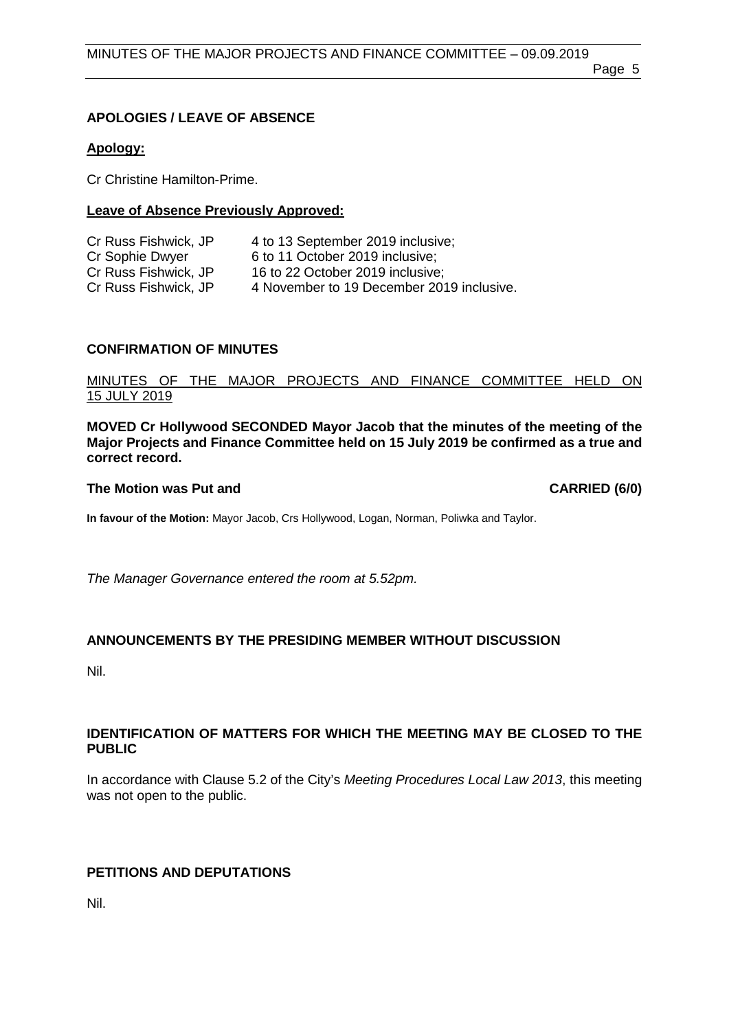## APOLOGIES / LEAVE OF ABSENCE

**Apology:**

Cr Christine Hamilton-Prime.

**Leave of Absence Previously Approved:**

| | |
|---|---|
| Cr Russ Fishwick, JP | 4 to 13 September 2019 inclusive; |
| Cr Sophie Dwyer | 6 to 11 October 2019 inclusive; |
| Cr Russ Fishwick, JP | 16 to 22 October 2019 inclusive; |
| Cr Russ Fishwick, JP | 4 November to 19 December 2019 inclusive. |

## CONFIRMATION OF MINUTES

MINUTES OF THE MAJOR PROJECTS AND FINANCE COMMITTEE HELD ON 15 JULY 2019

**MOVED Cr Hollywood SECONDED Mayor Jacob that the minutes of the meeting of the Major Projects and Finance Committee held on 15 July 2019 be confirmed as a true and correct record.**

**The Motion was Put and CARRIED (6/0)**

**In favour of the Motion:** Mayor Jacob, Crs Hollywood, Logan, Norman, Poliwka and Taylor.

*The Manager Governance entered the room at 5.52pm.*

## ANNOUNCEMENTS BY THE PRESIDING MEMBER WITHOUT DISCUSSION

Nil.

## IDENTIFICATION OF MATTERS FOR WHICH THE MEETING MAY BE CLOSED TO THE PUBLIC

In accordance with Clause 5.2 of the City's *Meeting Procedures Local Law 2013*, this meeting was not open to the public.

## PETITIONS AND DEPUTATIONS

Nil.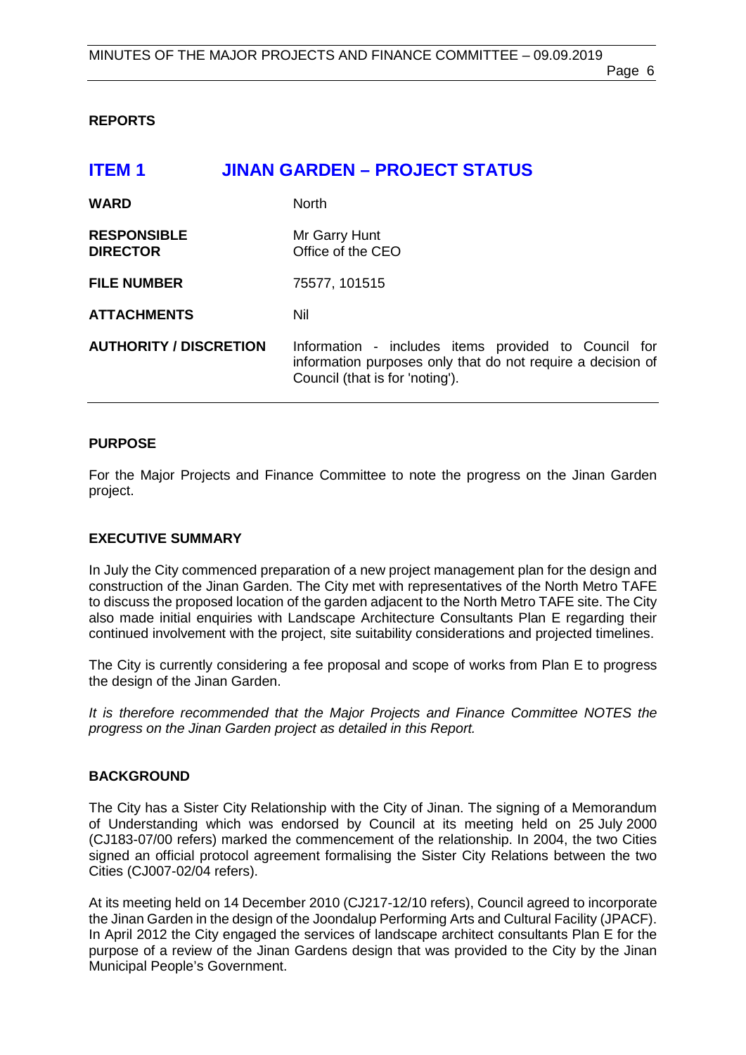## REPORTS

# ITEM 1 JINAN GARDEN – PROJECT STATUS

| | |
|---|---|
| **WARD** | North |
| **RESPONSIBLE DIRECTOR** | Mr Garry Hunt<br>Office of the CEO |
| **FILE NUMBER** | 75577, 101515 |
| **ATTACHMENTS** | Nil |
| **AUTHORITY / DISCRETION** | Information - includes items provided to Council for information purposes only that do not require a decision of Council (that is for 'noting'). |

### PURPOSE

For the Major Projects and Finance Committee to note the progress on the Jinan Garden project.

### EXECUTIVE SUMMARY

In July the City commenced preparation of a new project management plan for the design and construction of the Jinan Garden. The City met with representatives of the North Metro TAFE to discuss the proposed location of the garden adjacent to the North Metro TAFE site. The City also made initial enquiries with Landscape Architecture Consultants Plan E regarding their continued involvement with the project, site suitability considerations and projected timelines.

The City is currently considering a fee proposal and scope of works from Plan E to progress the design of the Jinan Garden.

*It is therefore recommended that the Major Projects and Finance Committee NOTES the progress on the Jinan Garden project as detailed in this Report.*

### BACKGROUND

The City has a Sister City Relationship with the City of Jinan. The signing of a Memorandum of Understanding which was endorsed by Council at its meeting held on 25 July 2000 (CJ183-07/00 refers) marked the commencement of the relationship. In 2004, the two Cities signed an official protocol agreement formalising the Sister City Relations between the two Cities (CJ007-02/04 refers).

At its meeting held on 14 December 2010 (CJ217-12/10 refers), Council agreed to incorporate the Jinan Garden in the design of the Joondalup Performing Arts and Cultural Facility (JPACF). In April 2012 the City engaged the services of landscape architect consultants Plan E for the purpose of a review of the Jinan Gardens design that was provided to the City by the Jinan Municipal People's Government.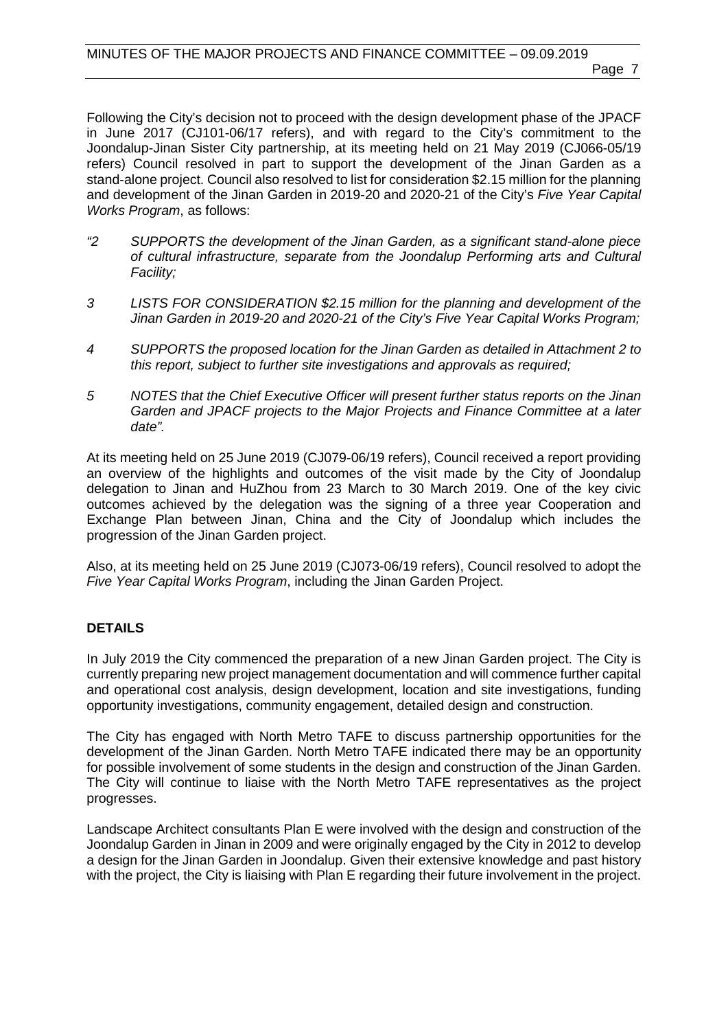Following the City's decision not to proceed with the design development phase of the JPACF in June 2017 (CJ101-06/17 refers), and with regard to the City's commitment to the Joondalup-Jinan Sister City partnership, at its meeting held on 21 May 2019 (CJ066-05/19 refers) Council resolved in part to support the development of the Jinan Garden as a stand-alone project. Council also resolved to list for consideration $2.15 million for the planning and development of the Jinan Garden in 2019-20 and 2020-21 of the City's *Five Year Capital Works Program*, as follows:

*"2 SUPPORTS the development of the Jinan Garden, as a significant stand-alone piece of cultural infrastructure, separate from the Joondalup Performing arts and Cultural Facility;*

*3 LISTS FOR CONSIDERATION $2.15 million for the planning and development of the Jinan Garden in 2019-20 and 2020-21 of the City's Five Year Capital Works Program;*

*4 SUPPORTS the proposed location for the Jinan Garden as detailed in Attachment 2 to this report, subject to further site investigations and approvals as required;*

*5 NOTES that the Chief Executive Officer will present further status reports on the Jinan Garden and JPACF projects to the Major Projects and Finance Committee at a later date".*

At its meeting held on 25 June 2019 (CJ079-06/19 refers), Council received a report providing an overview of the highlights and outcomes of the visit made by the City of Joondalup delegation to Jinan and HuZhou from 23 March to 30 March 2019. One of the key civic outcomes achieved by the delegation was the signing of a three year Cooperation and Exchange Plan between Jinan, China and the City of Joondalup which includes the progression of the Jinan Garden project.

Also, at its meeting held on 25 June 2019 (CJ073-06/19 refers), Council resolved to adopt the *Five Year Capital Works Program*, including the Jinan Garden Project.

## DETAILS

In July 2019 the City commenced the preparation of a new Jinan Garden project. The City is currently preparing new project management documentation and will commence further capital and operational cost analysis, design development, location and site investigations, funding opportunity investigations, community engagement, detailed design and construction.

The City has engaged with North Metro TAFE to discuss partnership opportunities for the development of the Jinan Garden. North Metro TAFE indicated there may be an opportunity for possible involvement of some students in the design and construction of the Jinan Garden. The City will continue to liaise with the North Metro TAFE representatives as the project progresses.

Landscape Architect consultants Plan E were involved with the design and construction of the Joondalup Garden in Jinan in 2009 and were originally engaged by the City in 2012 to develop a design for the Jinan Garden in Joondalup. Given their extensive knowledge and past history with the project, the City is liaising with Plan E regarding their future involvement in the project.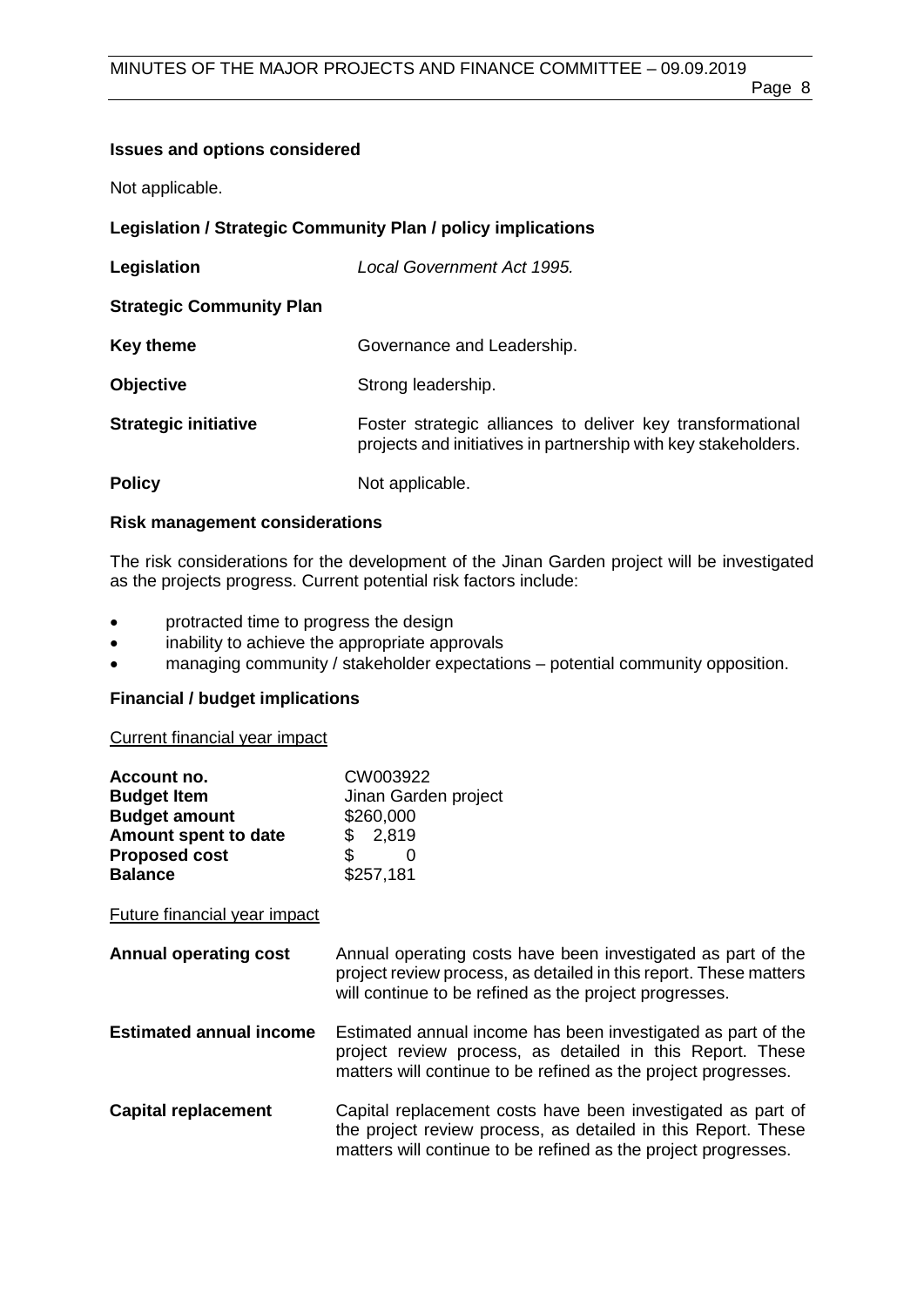### Issues and options considered

Not applicable.

### Legislation / Strategic Community Plan / policy implications

| | |
|---|---|
| **Legislation** | *Local Government Act 1995.* |
| **Strategic Community Plan** | |
| **Key theme** | Governance and Leadership. |
| **Objective** | Strong leadership. |
| **Strategic initiative** | Foster strategic alliances to deliver key transformational projects and initiatives in partnership with key stakeholders. |
| **Policy** | Not applicable. |

### Risk management considerations

The risk considerations for the development of the Jinan Garden project will be investigated as the projects progress. Current potential risk factors include:

- protracted time to progress the design
- inability to achieve the appropriate approvals
- managing community / stakeholder expectations – potential community opposition.

### Financial / budget implications

Current financial year impact

| | |
|---|---|
| **Account no.** | CW003922 |
| **Budget Item** | Jinan Garden project |
| **Budget amount** | $260,000 |
| **Amount spent to date** | $ 2,819 |
| **Proposed cost** | $ 0 |
| **Balance** | $257,181 |

Future financial year impact

| | |
|---|---|
| **Annual operating cost** | Annual operating costs have been investigated as part of the project review process, as detailed in this report. These matters will continue to be refined as the project progresses. |
| **Estimated annual income** | Estimated annual income has been investigated as part of the project review process, as detailed in this Report. These matters will continue to be refined as the project progresses. |
| **Capital replacement** | Capital replacement costs have been investigated as part of the project review process, as detailed in this Report. These matters will continue to be refined as the project progresses. |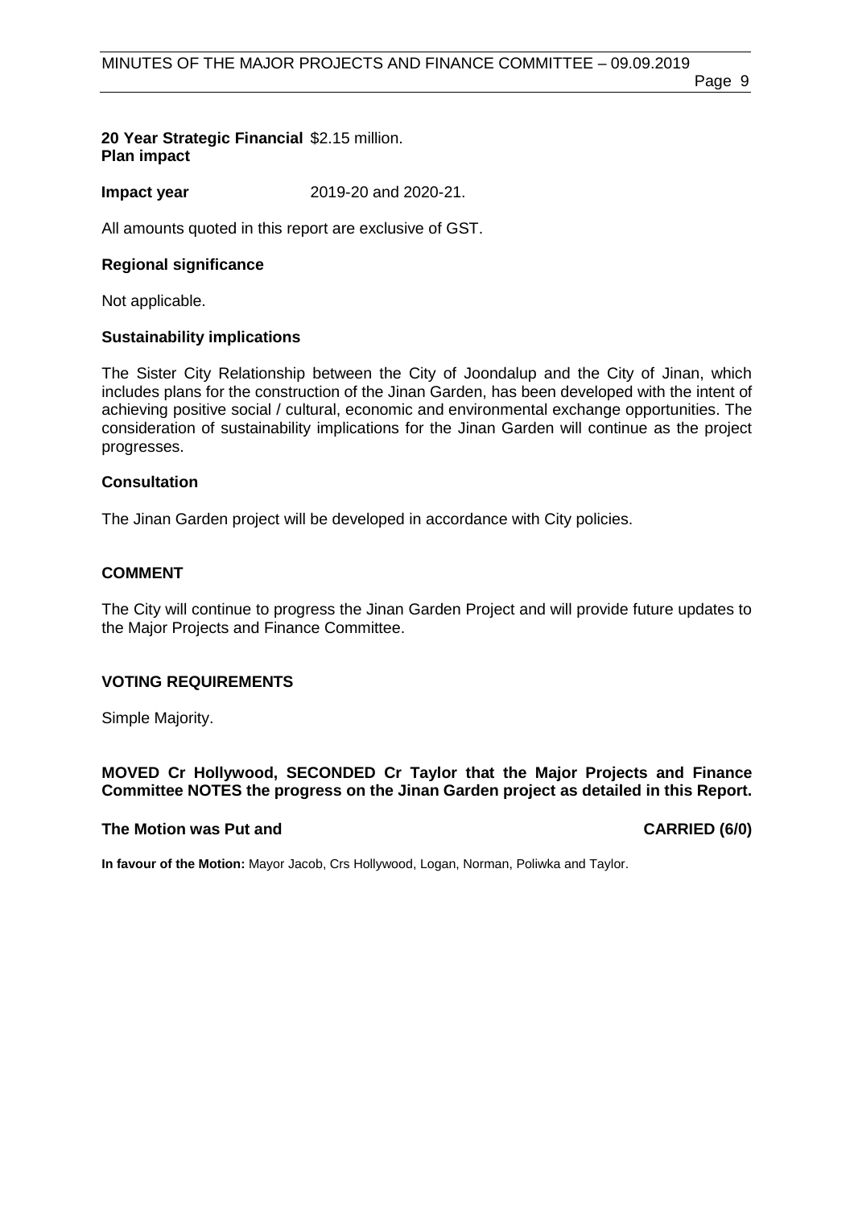| | |
|---|---|
| **20 Year Strategic Financial Plan impact** | $2.15 million. |
| **Impact year** | 2019-20 and 2020-21. |

All amounts quoted in this report are exclusive of GST.

**Regional significance**

Not applicable.

**Sustainability implications**

The Sister City Relationship between the City of Joondalup and the City of Jinan, which includes plans for the construction of the Jinan Garden, has been developed with the intent of achieving positive social / cultural, economic and environmental exchange opportunities. The consideration of sustainability implications for the Jinan Garden will continue as the project progresses.

**Consultation**

The Jinan Garden project will be developed in accordance with City policies.

## COMMENT

The City will continue to progress the Jinan Garden Project and will provide future updates to the Major Projects and Finance Committee.

## VOTING REQUIREMENTS

Simple Majority.

**MOVED Cr Hollywood, SECONDED Cr Taylor that the Major Projects and Finance Committee NOTES the progress on the Jinan Garden project as detailed in this Report.**

**The Motion was Put and CARRIED (6/0)**

**In favour of the Motion:** Mayor Jacob, Crs Hollywood, Logan, Norman, Poliwka and Taylor.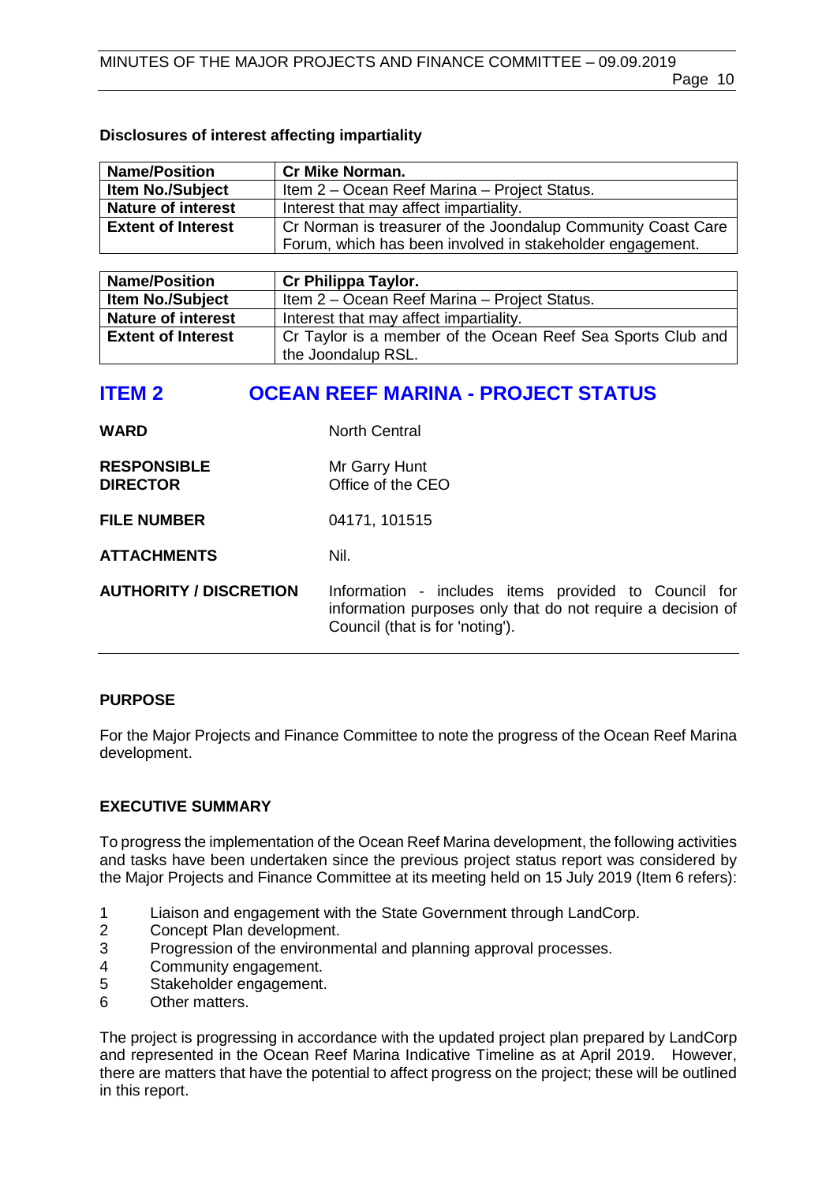**Disclosures of interest affecting impartiality**

| Name/Position | Cr Mike Norman. |
|---|---|
| Item No./Subject | Item 2 – Ocean Reef Marina – Project Status. |
| Nature of interest | Interest that may affect impartiality. |
| Extent of Interest | Cr Norman is treasurer of the Joondalup Community Coast Care Forum, which has been involved in stakeholder engagement. |

| Name/Position | Cr Philippa Taylor. |
|---|---|
| Item No./Subject | Item 2 – Ocean Reef Marina – Project Status. |
| Nature of interest | Interest that may affect impartiality. |
| Extent of Interest | Cr Taylor is a member of the Ocean Reef Sea Sports Club and the Joondalup RSL. |

# ITEM 2 OCEAN REEF MARINA - PROJECT STATUS

| | |
|---|---|
| **WARD** | North Central |
| **RESPONSIBLE DIRECTOR** | Mr Garry Hunt<br>Office of the CEO |
| **FILE NUMBER** | 04171, 101515 |
| **ATTACHMENTS** | Nil. |
| **AUTHORITY / DISCRETION** | Information - includes items provided to Council for information purposes only that do not require a decision of Council (that is for 'noting'). |

## PURPOSE

For the Major Projects and Finance Committee to note the progress of the Ocean Reef Marina development.

## EXECUTIVE SUMMARY

To progress the implementation of the Ocean Reef Marina development, the following activities and tasks have been undertaken since the previous project status report was considered by the Major Projects and Finance Committee at its meeting held on 15 July 2019 (Item 6 refers):

1. Liaison and engagement with the State Government through LandCorp.
2. Concept Plan development.
3. Progression of the environmental and planning approval processes.
4. Community engagement.
5. Stakeholder engagement.
6. Other matters.

The project is progressing in accordance with the updated project plan prepared by LandCorp and represented in the Ocean Reef Marina Indicative Timeline as at April 2019. However, there are matters that have the potential to affect progress on the project; these will be outlined in this report.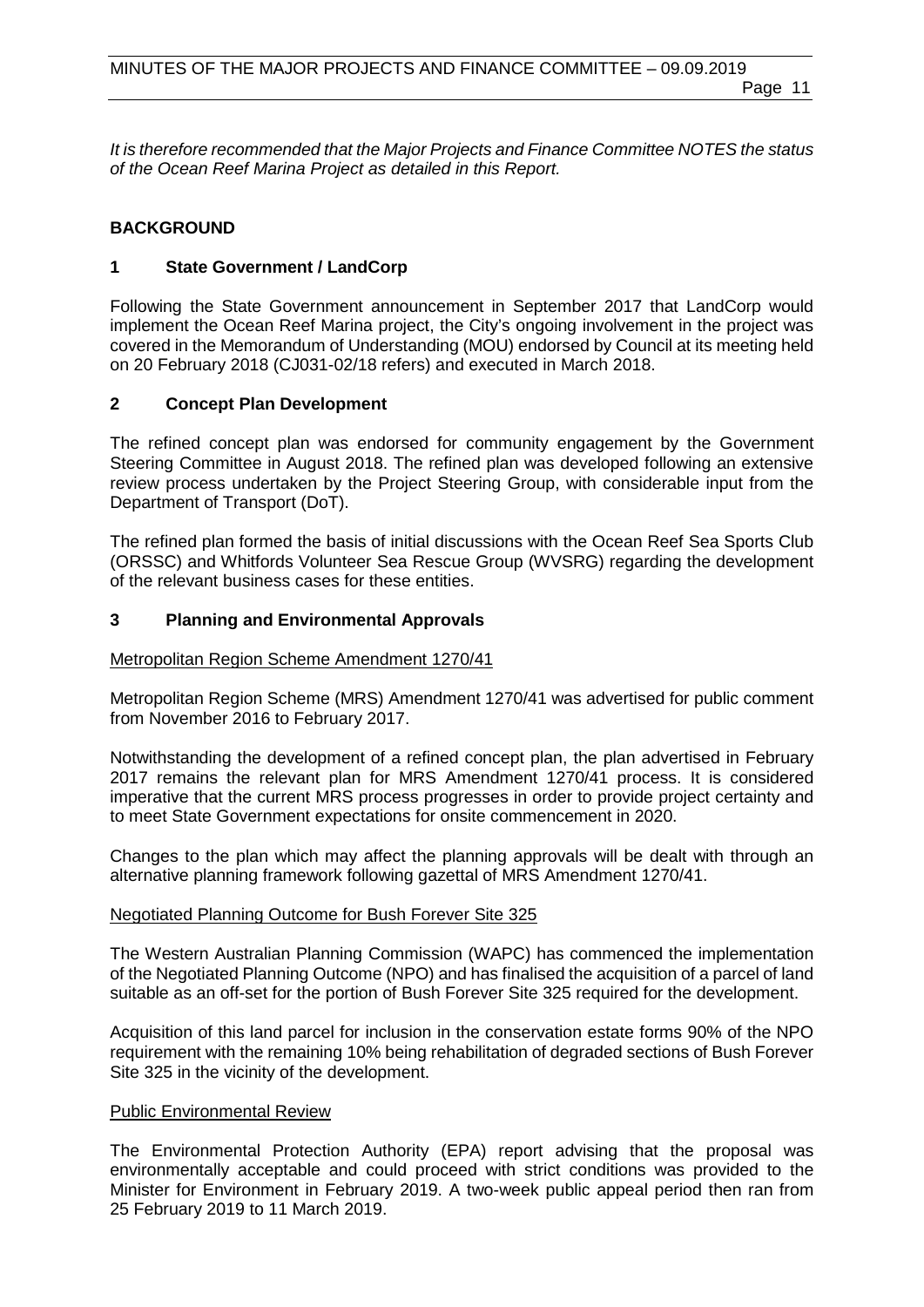*It is therefore recommended that the Major Projects and Finance Committee NOTES the status of the Ocean Reef Marina Project as detailed in this Report.*

## BACKGROUND

### 1 State Government / LandCorp

Following the State Government announcement in September 2017 that LandCorp would implement the Ocean Reef Marina project, the City's ongoing involvement in the project was covered in the Memorandum of Understanding (MOU) endorsed by Council at its meeting held on 20 February 2018 (CJ031-02/18 refers) and executed in March 2018.

### 2 Concept Plan Development

The refined concept plan was endorsed for community engagement by the Government Steering Committee in August 2018. The refined plan was developed following an extensive review process undertaken by the Project Steering Group, with considerable input from the Department of Transport (DoT).

The refined plan formed the basis of initial discussions with the Ocean Reef Sea Sports Club (ORSSC) and Whitfords Volunteer Sea Rescue Group (WVSRG) regarding the development of the relevant business cases for these entities.

### 3 Planning and Environmental Approvals

<u>Metropolitan Region Scheme Amendment 1270/41</u>

Metropolitan Region Scheme (MRS) Amendment 1270/41 was advertised for public comment from November 2016 to February 2017.

Notwithstanding the development of a refined concept plan, the plan advertised in February 2017 remains the relevant plan for MRS Amendment 1270/41 process. It is considered imperative that the current MRS process progresses in order to provide project certainty and to meet State Government expectations for onsite commencement in 2020.

Changes to the plan which may affect the planning approvals will be dealt with through an alternative planning framework following gazettal of MRS Amendment 1270/41.

<u>Negotiated Planning Outcome for Bush Forever Site 325</u>

The Western Australian Planning Commission (WAPC) has commenced the implementation of the Negotiated Planning Outcome (NPO) and has finalised the acquisition of a parcel of land suitable as an off-set for the portion of Bush Forever Site 325 required for the development.

Acquisition of this land parcel for inclusion in the conservation estate forms 90% of the NPO requirement with the remaining 10% being rehabilitation of degraded sections of Bush Forever Site 325 in the vicinity of the development.

<u>Public Environmental Review</u>

The Environmental Protection Authority (EPA) report advising that the proposal was environmentally acceptable and could proceed with strict conditions was provided to the Minister for Environment in February 2019. A two-week public appeal period then ran from 25 February 2019 to 11 March 2019.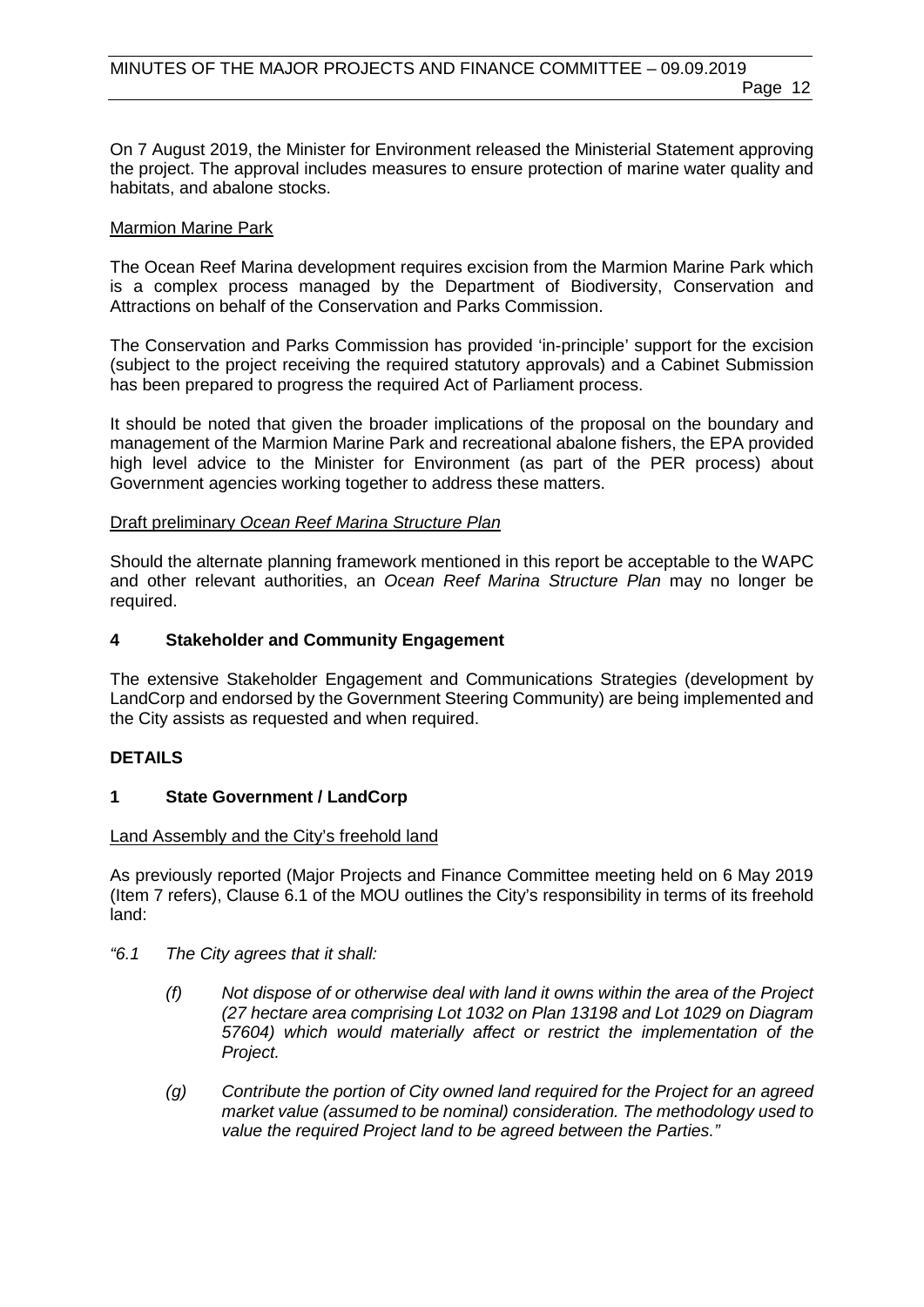On 7 August 2019, the Minister for Environment released the Ministerial Statement approving the project. The approval includes measures to ensure protection of marine water quality and habitats, and abalone stocks.

Marmion Marine Park

The Ocean Reef Marina development requires excision from the Marmion Marine Park which is a complex process managed by the Department of Biodiversity, Conservation and Attractions on behalf of the Conservation and Parks Commission.

The Conservation and Parks Commission has provided 'in-principle' support for the excision (subject to the project receiving the required statutory approvals) and a Cabinet Submission has been prepared to progress the required Act of Parliament process.

It should be noted that given the broader implications of the proposal on the boundary and management of the Marmion Marine Park and recreational abalone fishers, the EPA provided high level advice to the Minister for Environment (as part of the PER process) about Government agencies working together to address these matters.

Draft preliminary *Ocean Reef Marina Structure Plan*

Should the alternate planning framework mentioned in this report be acceptable to the WAPC and other relevant authorities, an *Ocean Reef Marina Structure Plan* may no longer be required.

## 4 Stakeholder and Community Engagement

The extensive Stakeholder Engagement and Communications Strategies (development by LandCorp and endorsed by the Government Steering Community) are being implemented and the City assists as requested and when required.

## DETAILS

## 1 State Government / LandCorp

Land Assembly and the City's freehold land

As previously reported (Major Projects and Finance Committee meeting held on 6 May 2019 (Item 7 refers), Clause 6.1 of the MOU outlines the City's responsibility in terms of its freehold land:

*"6.1 The City agrees that it shall:*

- *(f) Not dispose of or otherwise deal with land it owns within the area of the Project (27 hectare area comprising Lot 1032 on Plan 13198 and Lot 1029 on Diagram 57604) which would materially affect or restrict the implementation of the Project.*
- *(g) Contribute the portion of City owned land required for the Project for an agreed market value (assumed to be nominal) consideration. The methodology used to value the required Project land to be agreed between the Parties."*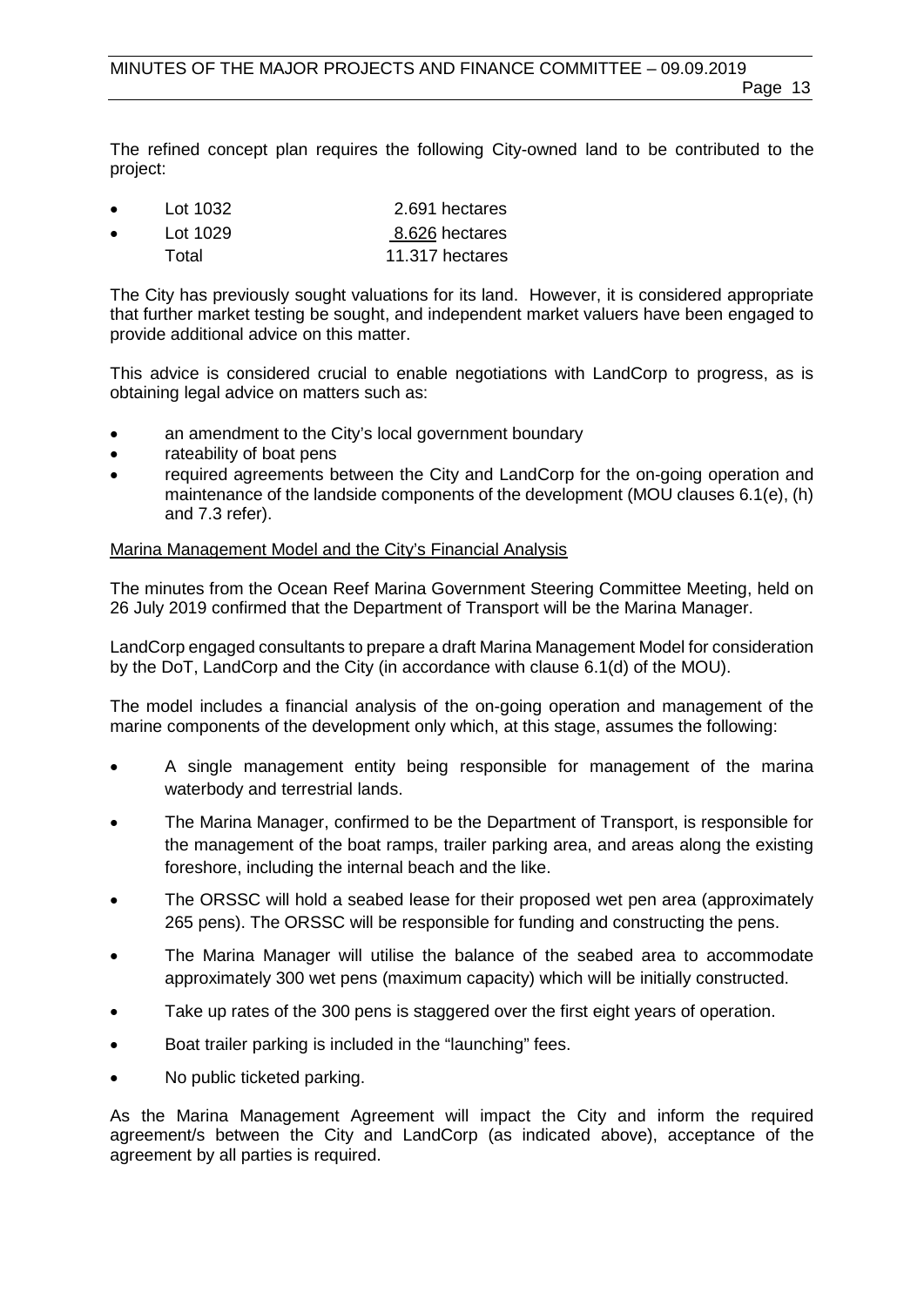The refined concept plan requires the following City-owned land to be contributed to the project:

| | | |
|---|---|---|
| • | Lot 1032 | 2.691 hectares |
| • | Lot 1029 | 8.626 hectares |
| | Total | 11.317 hectares |

The City has previously sought valuations for its land. However, it is considered appropriate that further market testing be sought, and independent market valuers have been engaged to provide additional advice on this matter.

This advice is considered crucial to enable negotiations with LandCorp to progress, as is obtaining legal advice on matters such as:

- an amendment to the City's local government boundary
- rateability of boat pens
- required agreements between the City and LandCorp for the on-going operation and maintenance of the landside components of the development (MOU clauses 6.1(e), (h) and 7.3 refer).

Marina Management Model and the City's Financial Analysis

The minutes from the Ocean Reef Marina Government Steering Committee Meeting, held on 26 July 2019 confirmed that the Department of Transport will be the Marina Manager.

LandCorp engaged consultants to prepare a draft Marina Management Model for consideration by the DoT, LandCorp and the City (in accordance with clause 6.1(d) of the MOU).

The model includes a financial analysis of the on-going operation and management of the marine components of the development only which, at this stage, assumes the following:

- A single management entity being responsible for management of the marina waterbody and terrestrial lands.
- The Marina Manager, confirmed to be the Department of Transport, is responsible for the management of the boat ramps, trailer parking area, and areas along the existing foreshore, including the internal beach and the like.
- The ORSSC will hold a seabed lease for their proposed wet pen area (approximately 265 pens). The ORSSC will be responsible for funding and constructing the pens.
- The Marina Manager will utilise the balance of the seabed area to accommodate approximately 300 wet pens (maximum capacity) which will be initially constructed.
- Take up rates of the 300 pens is staggered over the first eight years of operation.
- Boat trailer parking is included in the "launching" fees.
- No public ticketed parking.

As the Marina Management Agreement will impact the City and inform the required agreement/s between the City and LandCorp (as indicated above), acceptance of the agreement by all parties is required.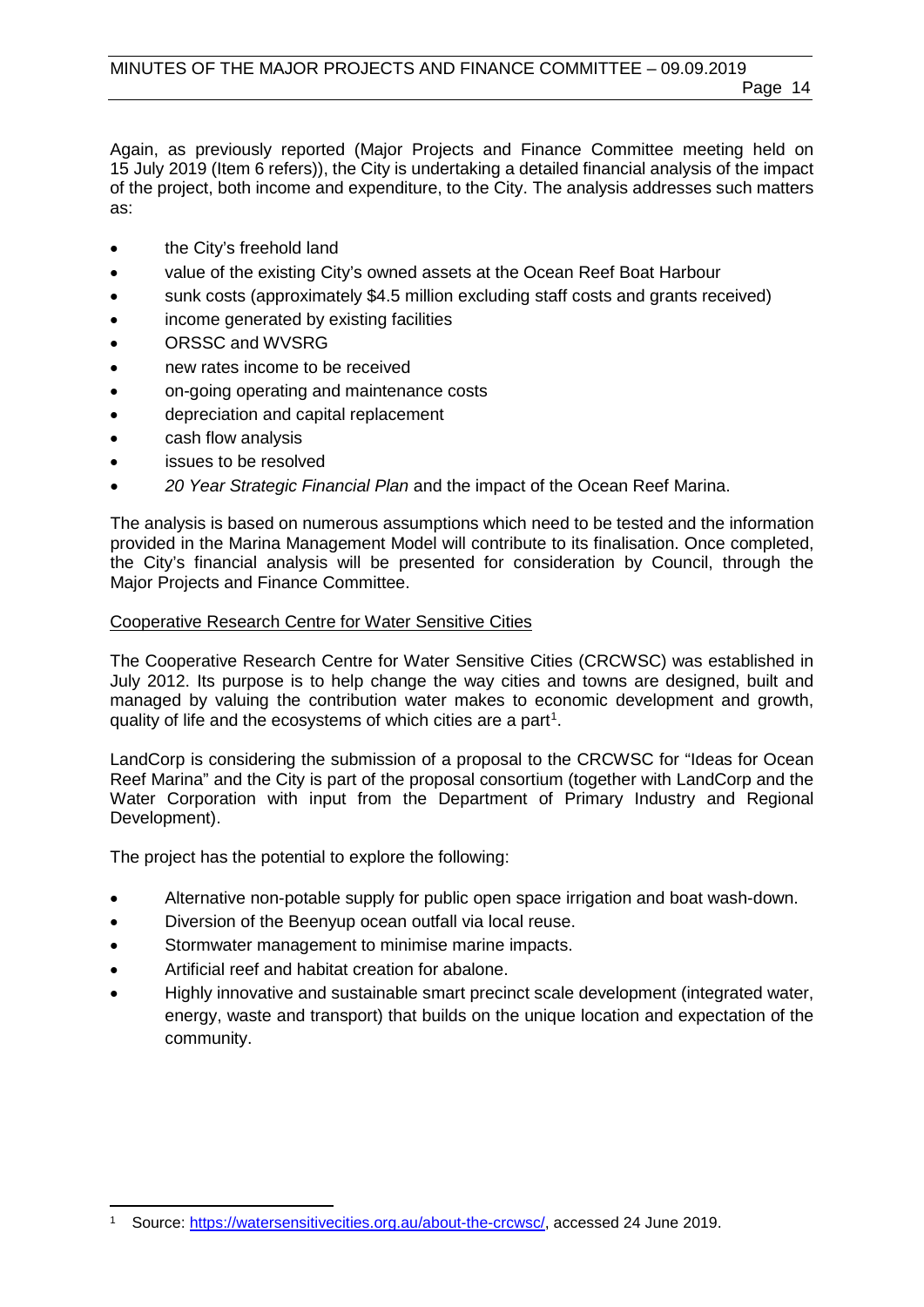Again, as previously reported (Major Projects and Finance Committee meeting held on 15 July 2019 (Item 6 refers)), the City is undertaking a detailed financial analysis of the impact of the project, both income and expenditure, to the City. The analysis addresses such matters as:

- the City's freehold land
- value of the existing City's owned assets at the Ocean Reef Boat Harbour
- sunk costs (approximately $4.5 million excluding staff costs and grants received)
- income generated by existing facilities
- ORSSC and WVSRG
- new rates income to be received
- on-going operating and maintenance costs
- depreciation and capital replacement
- cash flow analysis
- issues to be resolved
- *20 Year Strategic Financial Plan* and the impact of the Ocean Reef Marina.

The analysis is based on numerous assumptions which need to be tested and the information provided in the Marina Management Model will contribute to its finalisation. Once completed, the City's financial analysis will be presented for consideration by Council, through the Major Projects and Finance Committee.

Cooperative Research Centre for Water Sensitive Cities

The Cooperative Research Centre for Water Sensitive Cities (CRCWSC) was established in July 2012. Its purpose is to help change the way cities and towns are designed, built and managed by valuing the contribution water makes to economic development and growth, quality of life and the ecosystems of which cities are a part[1].

LandCorp is considering the submission of a proposal to the CRCWSC for "Ideas for Ocean Reef Marina" and the City is part of the proposal consortium (together with LandCorp and the Water Corporation with input from the Department of Primary Industry and Regional Development).

The project has the potential to explore the following:

- Alternative non-potable supply for public open space irrigation and boat wash-down.
- Diversion of the Beenyup ocean outfall via local reuse.
- Stormwater management to minimise marine impacts.
- Artificial reef and habitat creation for abalone.
- Highly innovative and sustainable smart precinct scale development (integrated water, energy, waste and transport) that builds on the unique location and expectation of the community.

[1] Source: https://watersensitivecities.org.au/about-the-crcwsc/, accessed 24 June 2019.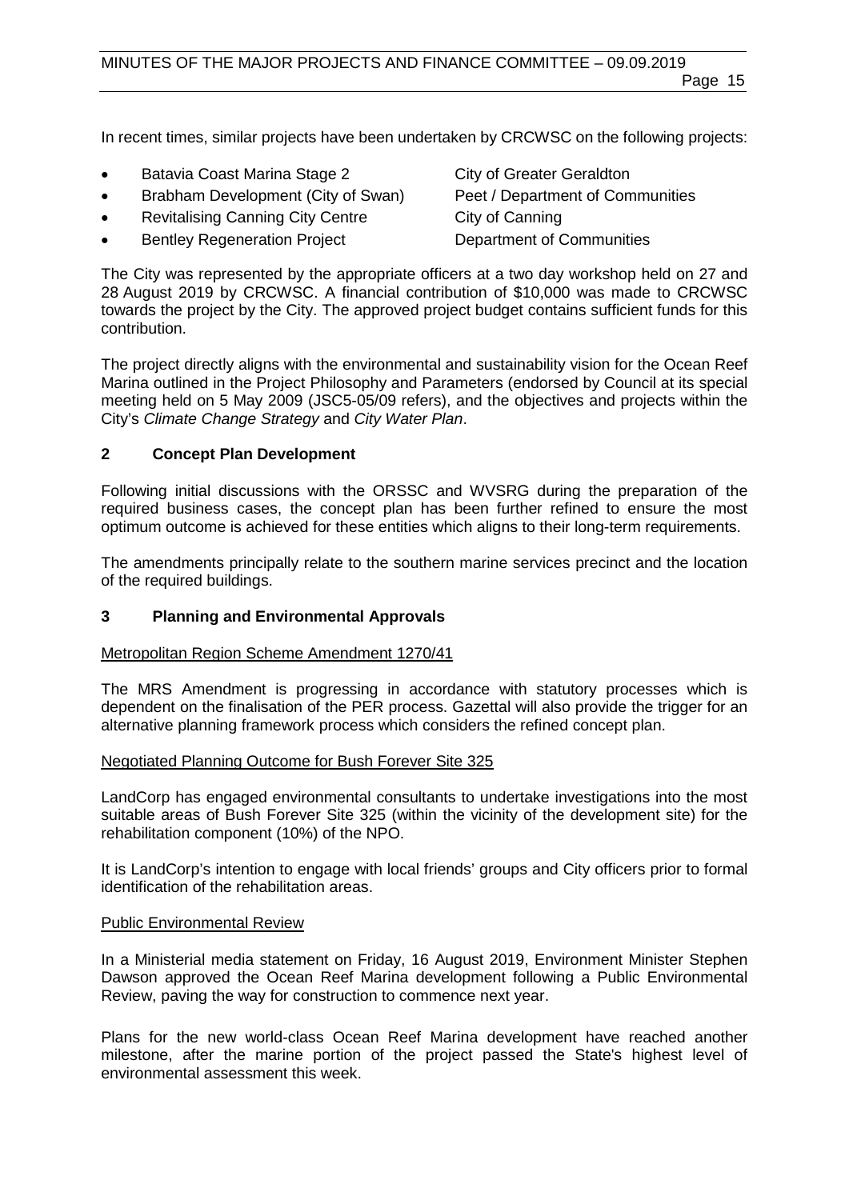In recent times, similar projects have been undertaken by CRCWSC on the following projects:

- Batavia Coast Marina Stage 2 — City of Greater Geraldton
- Brabham Development (City of Swan) — Peet / Department of Communities
- Revitalising Canning City Centre — City of Canning
- Bentley Regeneration Project — Department of Communities

The City was represented by the appropriate officers at a two day workshop held on 27 and 28 August 2019 by CRCWSC. A financial contribution of $10,000 was made to CRCWSC towards the project by the City. The approved project budget contains sufficient funds for this contribution.

The project directly aligns with the environmental and sustainability vision for the Ocean Reef Marina outlined in the Project Philosophy and Parameters (endorsed by Council at its special meeting held on 5 May 2009 (JSC5-05/09 refers), and the objectives and projects within the City's *Climate Change Strategy* and *City Water Plan*.

## 2 Concept Plan Development

Following initial discussions with the ORSSC and WVSRG during the preparation of the required business cases, the concept plan has been further refined to ensure the most optimum outcome is achieved for these entities which aligns to their long-term requirements.

The amendments principally relate to the southern marine services precinct and the location of the required buildings.

## 3 Planning and Environmental Approvals

Metropolitan Region Scheme Amendment 1270/41

The MRS Amendment is progressing in accordance with statutory processes which is dependent on the finalisation of the PER process. Gazettal will also provide the trigger for an alternative planning framework process which considers the refined concept plan.

Negotiated Planning Outcome for Bush Forever Site 325

LandCorp has engaged environmental consultants to undertake investigations into the most suitable areas of Bush Forever Site 325 (within the vicinity of the development site) for the rehabilitation component (10%) of the NPO.

It is LandCorp's intention to engage with local friends' groups and City officers prior to formal identification of the rehabilitation areas.

Public Environmental Review

In a Ministerial media statement on Friday, 16 August 2019, Environment Minister Stephen Dawson approved the Ocean Reef Marina development following a Public Environmental Review, paving the way for construction to commence next year.

Plans for the new world-class Ocean Reef Marina development have reached another milestone, after the marine portion of the project passed the State's highest level of environmental assessment this week.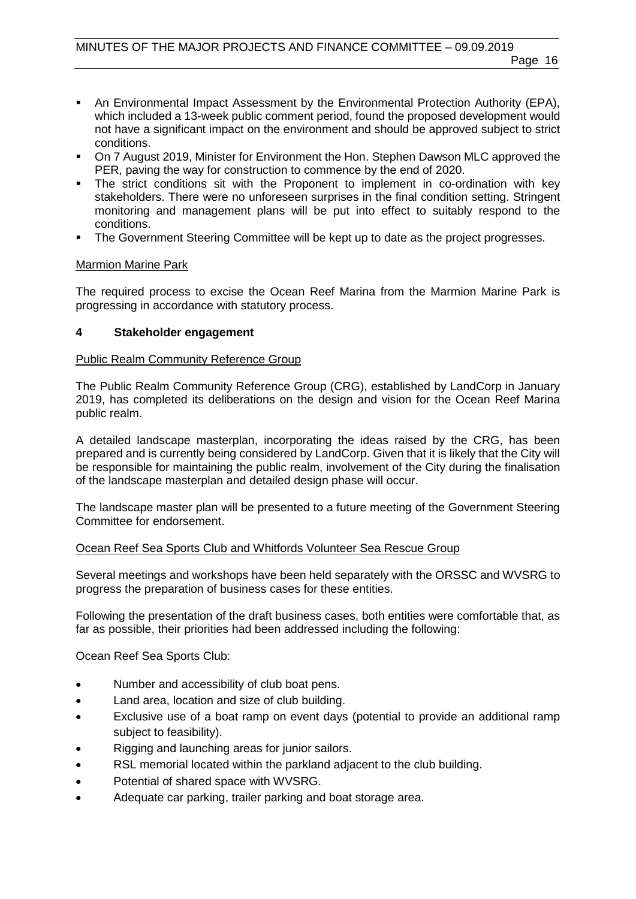- An Environmental Impact Assessment by the Environmental Protection Authority (EPA), which included a 13-week public comment period, found the proposed development would not have a significant impact on the environment and should be approved subject to strict conditions.
- On 7 August 2019, Minister for Environment the Hon. Stephen Dawson MLC approved the PER, paving the way for construction to commence by the end of 2020.
- The strict conditions sit with the Proponent to implement in co-ordination with key stakeholders. There were no unforeseen surprises in the final condition setting. Stringent monitoring and management plans will be put into effect to suitably respond to the conditions.
- The Government Steering Committee will be kept up to date as the project progresses.

Marmion Marine Park

The required process to excise the Ocean Reef Marina from the Marmion Marine Park is progressing in accordance with statutory process.

## 4 Stakeholder engagement

Public Realm Community Reference Group

The Public Realm Community Reference Group (CRG), established by LandCorp in January 2019, has completed its deliberations on the design and vision for the Ocean Reef Marina public realm.

A detailed landscape masterplan, incorporating the ideas raised by the CRG, has been prepared and is currently being considered by LandCorp. Given that it is likely that the City will be responsible for maintaining the public realm, involvement of the City during the finalisation of the landscape masterplan and detailed design phase will occur.

The landscape master plan will be presented to a future meeting of the Government Steering Committee for endorsement.

Ocean Reef Sea Sports Club and Whitfords Volunteer Sea Rescue Group

Several meetings and workshops have been held separately with the ORSSC and WVSRG to progress the preparation of business cases for these entities.

Following the presentation of the draft business cases, both entities were comfortable that, as far as possible, their priorities had been addressed including the following:

Ocean Reef Sea Sports Club:

- Number and accessibility of club boat pens.
- Land area, location and size of club building.
- Exclusive use of a boat ramp on event days (potential to provide an additional ramp subject to feasibility).
- Rigging and launching areas for junior sailors.
- RSL memorial located within the parkland adjacent to the club building.
- Potential of shared space with WVSRG.
- Adequate car parking, trailer parking and boat storage area.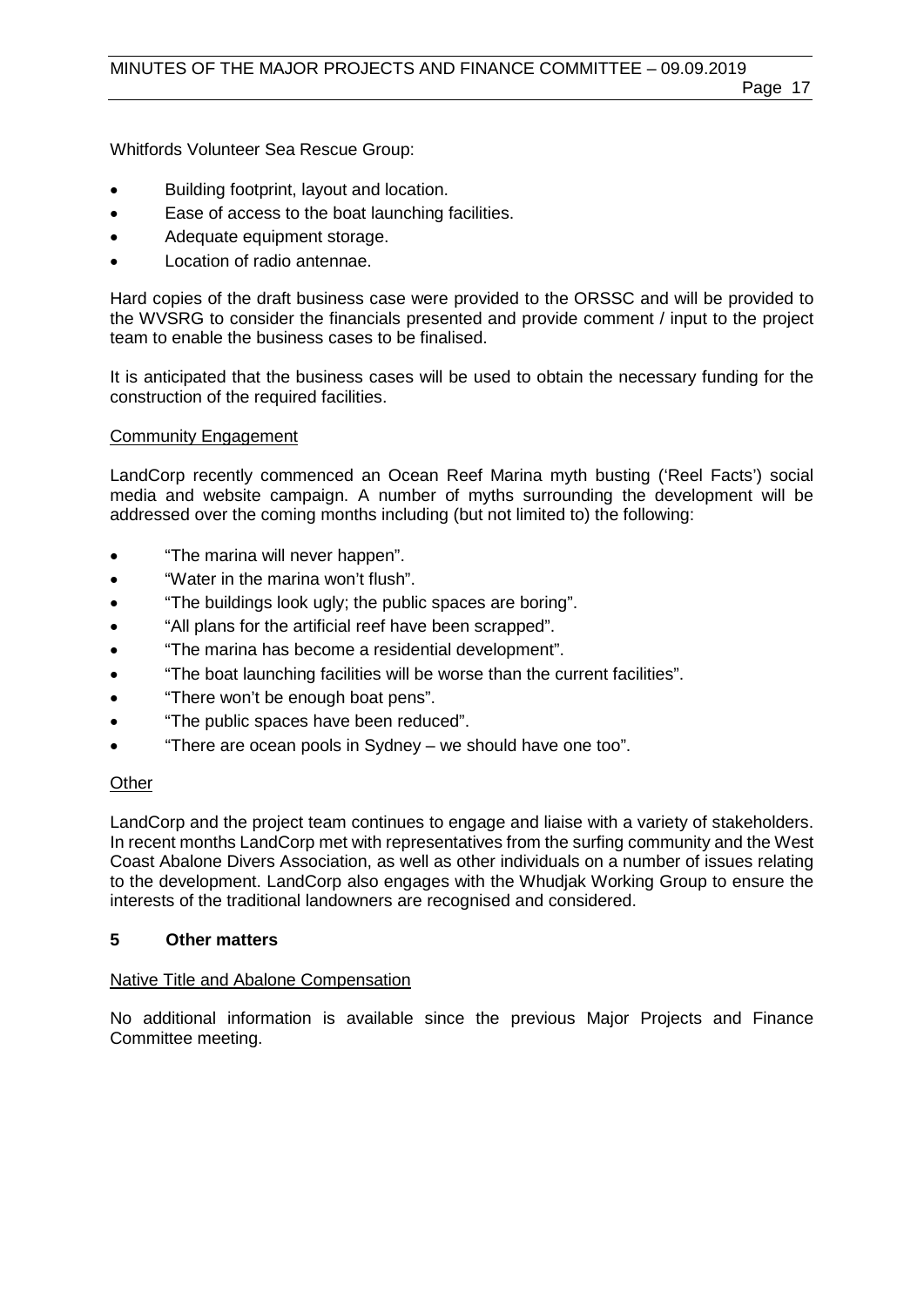Whitfords Volunteer Sea Rescue Group:

- Building footprint, layout and location.
- Ease of access to the boat launching facilities.
- Adequate equipment storage.
- Location of radio antennae.

Hard copies of the draft business case were provided to the ORSSC and will be provided to the WVSRG to consider the financials presented and provide comment / input to the project team to enable the business cases to be finalised.

It is anticipated that the business cases will be used to obtain the necessary funding for the construction of the required facilities.

Community Engagement

LandCorp recently commenced an Ocean Reef Marina myth busting ('Reel Facts') social media and website campaign. A number of myths surrounding the development will be addressed over the coming months including (but not limited to) the following:

- "The marina will never happen".
- "Water in the marina won't flush".
- "The buildings look ugly; the public spaces are boring".
- "All plans for the artificial reef have been scrapped".
- "The marina has become a residential development".
- "The boat launching facilities will be worse than the current facilities".
- "There won't be enough boat pens".
- "The public spaces have been reduced".
- "There are ocean pools in Sydney – we should have one too".

Other

LandCorp and the project team continues to engage and liaise with a variety of stakeholders. In recent months LandCorp met with representatives from the surfing community and the West Coast Abalone Divers Association, as well as other individuals on a number of issues relating to the development. LandCorp also engages with the Whudjak Working Group to ensure the interests of the traditional landowners are recognised and considered.

## 5 Other matters

Native Title and Abalone Compensation

No additional information is available since the previous Major Projects and Finance Committee meeting.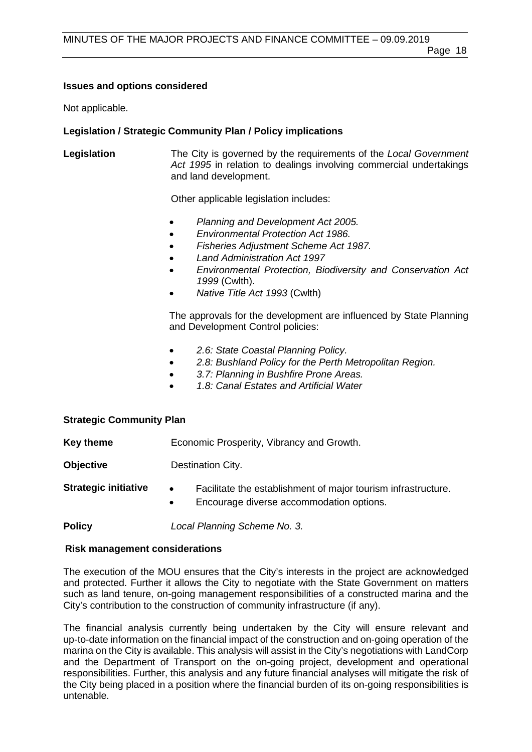**Issues and options considered**

Not applicable.

**Legislation / Strategic Community Plan / Policy implications**

**Legislation** The City is governed by the requirements of the *Local Government Act 1995* in relation to dealings involving commercial undertakings and land development.

Other applicable legislation includes:

- *Planning and Development Act 2005.*
- *Environmental Protection Act 1986.*
- *Fisheries Adjustment Scheme Act 1987.*
- *Land Administration Act 1997*
- *Environmental Protection, Biodiversity and Conservation Act 1999* (Cwlth).
- *Native Title Act 1993* (Cwlth)

The approvals for the development are influenced by State Planning and Development Control policies:

- *2.6: State Coastal Planning Policy.*
- *2.8: Bushland Policy for the Perth Metropolitan Region.*
- *3.7: Planning in Bushfire Prone Areas.*
- *1.8: Canal Estates and Artificial Water*

**Strategic Community Plan**

**Key theme** Economic Prosperity, Vibrancy and Growth.

**Objective** Destination City.

**Strategic initiative**

- Facilitate the establishment of major tourism infrastructure.
- Encourage diverse accommodation options.

**Policy** *Local Planning Scheme No. 3.*

**Risk management considerations**

The execution of the MOU ensures that the City's interests in the project are acknowledged and protected. Further it allows the City to negotiate with the State Government on matters such as land tenure, on-going management responsibilities of a constructed marina and the City's contribution to the construction of community infrastructure (if any).

The financial analysis currently being undertaken by the City will ensure relevant and up-to-date information on the financial impact of the construction and on-going operation of the marina on the City is available. This analysis will assist in the City's negotiations with LandCorp and the Department of Transport on the on-going project, development and operational responsibilities. Further, this analysis and any future financial analyses will mitigate the risk of the City being placed in a position where the financial burden of its on-going responsibilities is untenable.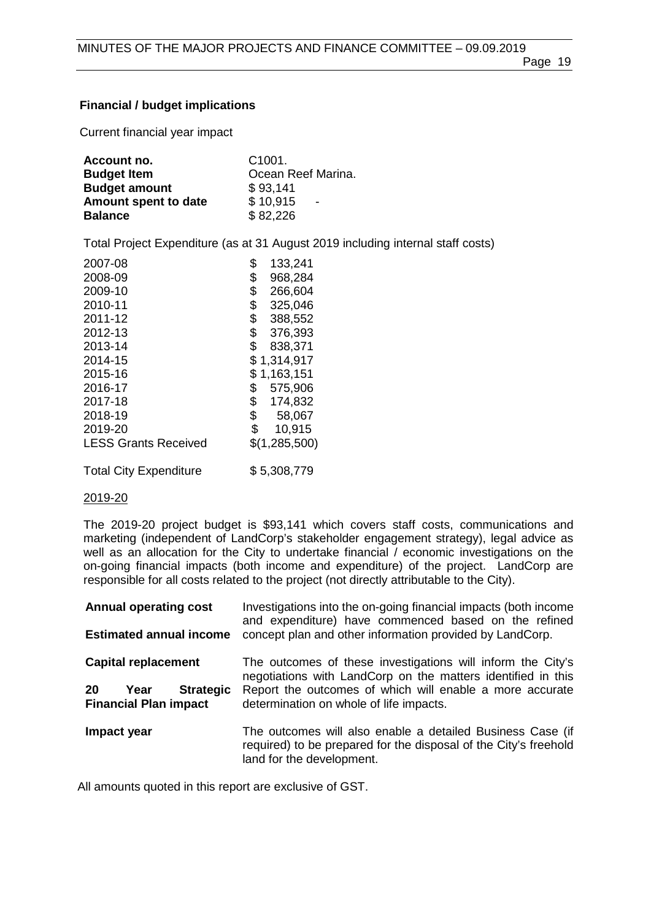**Financial / budget implications**

Current financial year impact

| | |
|---|---|
| **Account no.** | C1001. |
| **Budget Item** | Ocean Reef Marina. |
| **Budget amount** | $ 93,141 |
| **Amount spent to date** | $ 10,915 - |
| **Balance** | $ 82,226 |

Total Project Expenditure (as at 31 August 2019 including internal staff costs)

| | |
|---|---|
| 2007-08 | $ 133,241 |
| 2008-09 | $ 968,284 |
| 2009-10 | $ 266,604 |
| 2010-11 | $ 325,046 |
| 2011-12 | $ 388,552 |
| 2012-13 | $ 376,393 |
| 2013-14 | $ 838,371 |
| 2014-15 | $ 1,314,917 |
| 2015-16 | $ 1,163,151 |
| 2016-17 | $ 575,906 |
| 2017-18 | $ 174,832 |
| 2018-19 | $ 58,067 |
| 2019-20 | $ 10,915 |
| LESS Grants Received | $(1,285,500) |
| Total City Expenditure | $ 5,308,779 |

2019-20

The 2019-20 project budget is $93,141 which covers staff costs, communications and marketing (independent of LandCorp's stakeholder engagement strategy), legal advice as well as an allocation for the City to undertake financial / economic investigations on the on-going financial impacts (both income and expenditure) of the project. LandCorp are responsible for all costs related to the project (not directly attributable to the City).

| | |
|---|---|
| **Annual operating cost**<br>**Estimated annual income** | Investigations into the on-going financial impacts (both income and expenditure) have commenced based on the refined concept plan and other information provided by LandCorp. |
| **Capital replacement**<br>**20 Year Strategic Financial Plan impact** | The outcomes of these investigations will inform the City's negotiations with LandCorp on the matters identified in this Report the outcomes of which will enable a more accurate determination on whole of life impacts. |
| **Impact year** | The outcomes will also enable a detailed Business Case (if required) to be prepared for the disposal of the City's freehold land for the development. |

All amounts quoted in this report are exclusive of GST.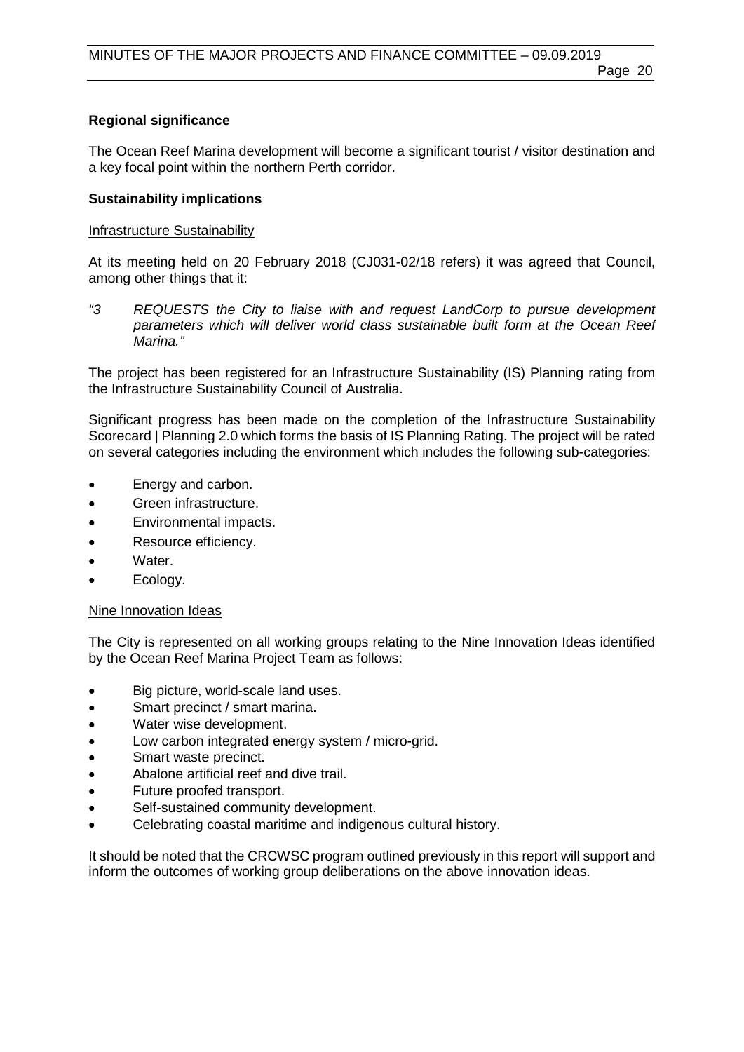**Regional significance**

The Ocean Reef Marina development will become a significant tourist / visitor destination and a key focal point within the northern Perth corridor.

**Sustainability implications**

Infrastructure Sustainability

At its meeting held on 20 February 2018 (CJ031-02/18 refers) it was agreed that Council, among other things that it:

> *"3 REQUESTS the City to liaise with and request LandCorp to pursue development parameters which will deliver world class sustainable built form at the Ocean Reef Marina."*

The project has been registered for an Infrastructure Sustainability (IS) Planning rating from the Infrastructure Sustainability Council of Australia.

Significant progress has been made on the completion of the Infrastructure Sustainability Scorecard | Planning 2.0 which forms the basis of IS Planning Rating. The project will be rated on several categories including the environment which includes the following sub-categories:

- Energy and carbon.
- Green infrastructure.
- Environmental impacts.
- Resource efficiency.
- Water.
- Ecology.

Nine Innovation Ideas

The City is represented on all working groups relating to the Nine Innovation Ideas identified by the Ocean Reef Marina Project Team as follows:

- Big picture, world-scale land uses.
- Smart precinct / smart marina.
- Water wise development.
- Low carbon integrated energy system / micro-grid.
- Smart waste precinct.
- Abalone artificial reef and dive trail.
- Future proofed transport.
- Self-sustained community development.
- Celebrating coastal maritime and indigenous cultural history.

It should be noted that the CRCWSC program outlined previously in this report will support and inform the outcomes of working group deliberations on the above innovation ideas.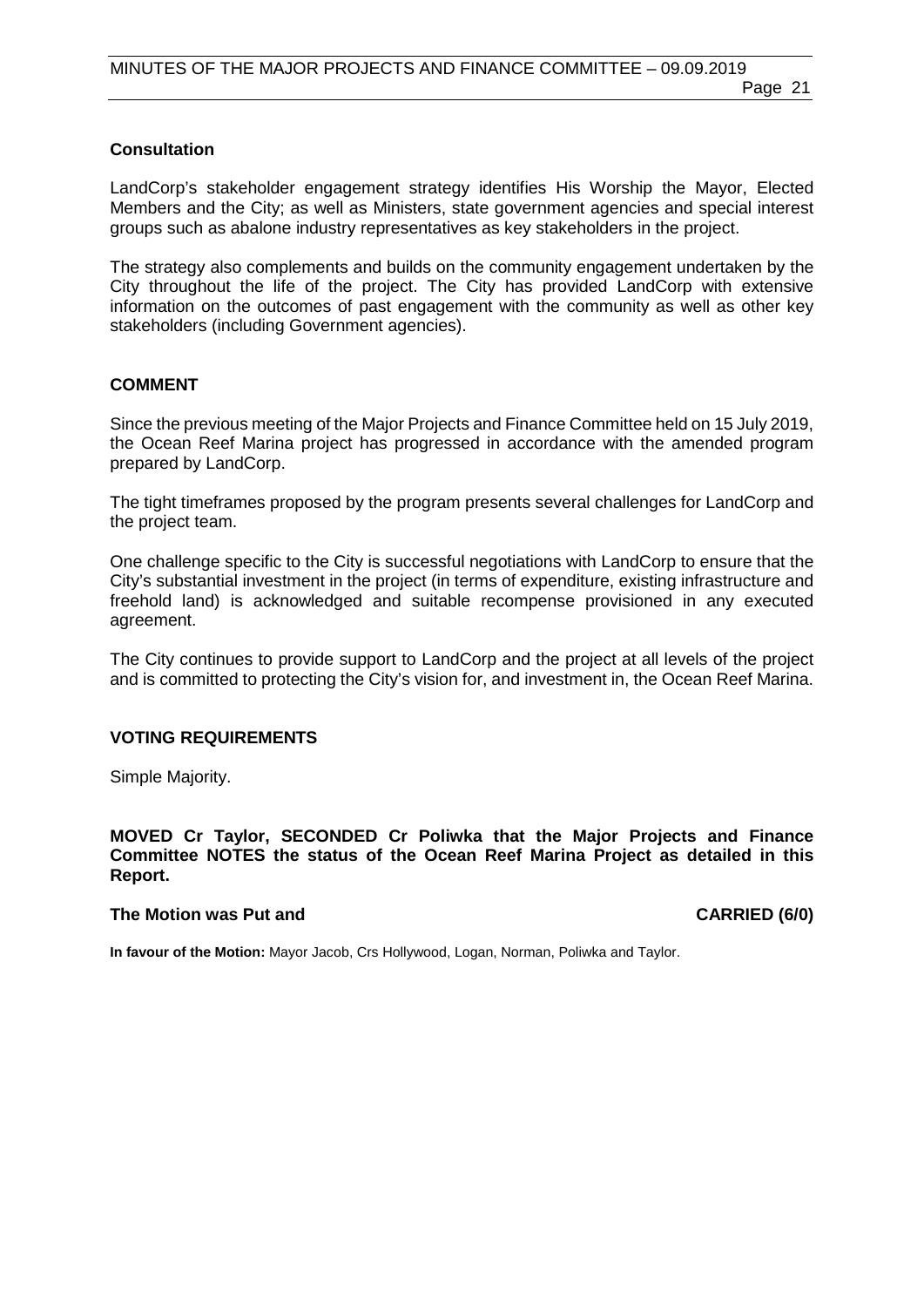### Consultation

LandCorp's stakeholder engagement strategy identifies His Worship the Mayor, Elected Members and the City; as well as Ministers, state government agencies and special interest groups such as abalone industry representatives as key stakeholders in the project.

The strategy also complements and builds on the community engagement undertaken by the City throughout the life of the project. The City has provided LandCorp with extensive information on the outcomes of past engagement with the community as well as other key stakeholders (including Government agencies).

## COMMENT

Since the previous meeting of the Major Projects and Finance Committee held on 15 July 2019, the Ocean Reef Marina project has progressed in accordance with the amended program prepared by LandCorp.

The tight timeframes proposed by the program presents several challenges for LandCorp and the project team.

One challenge specific to the City is successful negotiations with LandCorp to ensure that the City's substantial investment in the project (in terms of expenditure, existing infrastructure and freehold land) is acknowledged and suitable recompense provisioned in any executed agreement.

The City continues to provide support to LandCorp and the project at all levels of the project and is committed to protecting the City's vision for, and investment in, the Ocean Reef Marina.

## VOTING REQUIREMENTS

Simple Majority.

**MOVED Cr Taylor, SECONDED Cr Poliwka that the Major Projects and Finance Committee NOTES the status of the Ocean Reef Marina Project as detailed in this Report.**

**The Motion was Put and CARRIED (6/0)**

**In favour of the Motion:** Mayor Jacob, Crs Hollywood, Logan, Norman, Poliwka and Taylor.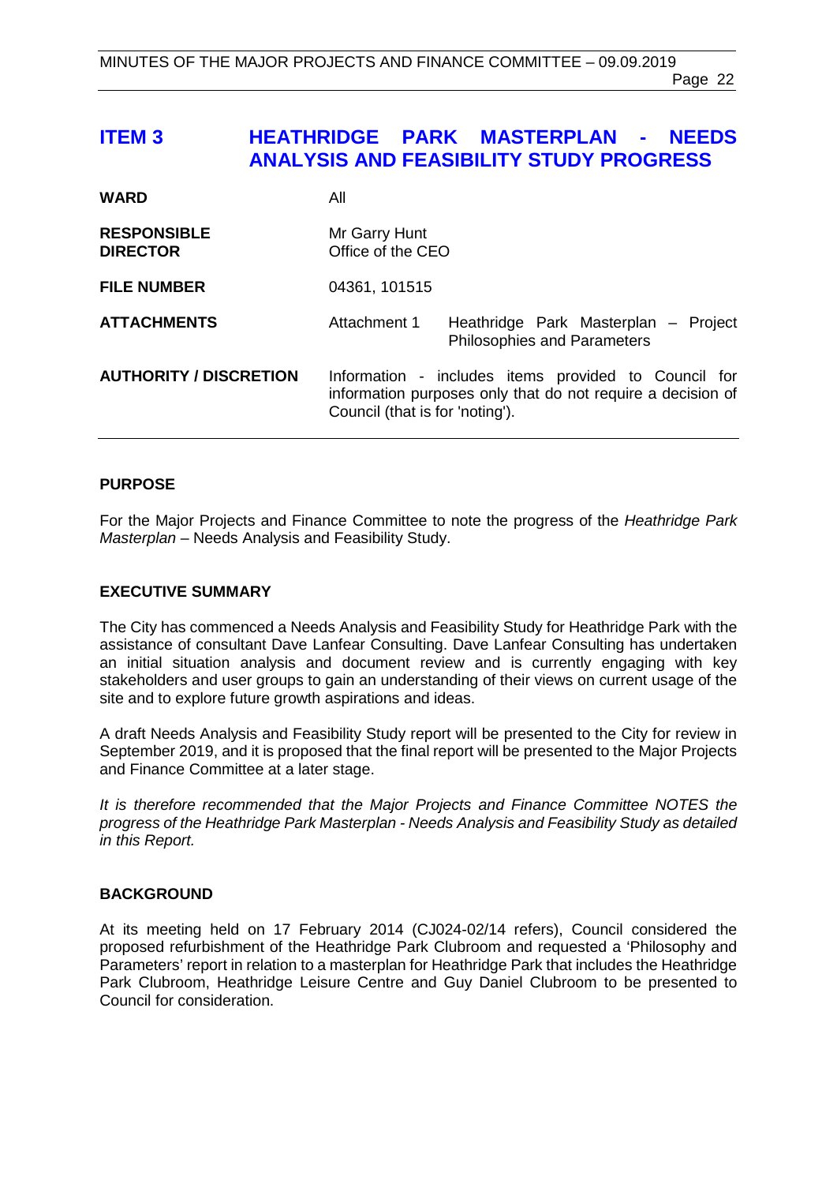# ITEM 3 HEATHRIDGE PARK MASTERPLAN - NEEDS ANALYSIS AND FEASIBILITY STUDY PROGRESS

| | | |
|---|---|---|
| **WARD** | All | |
| **RESPONSIBLE DIRECTOR** | Mr Garry Hunt<br>Office of the CEO | |
| **FILE NUMBER** | 04361, 101515 | |
| **ATTACHMENTS** | Attachment 1 | Heathridge Park Masterplan – Project Philosophies and Parameters |
| **AUTHORITY / DISCRETION** | Information - includes items provided to Council for information purposes only that do not require a decision of Council (that is for 'noting'). | |

## PURPOSE

For the Major Projects and Finance Committee to note the progress of the *Heathridge Park Masterplan* – Needs Analysis and Feasibility Study.

## EXECUTIVE SUMMARY

The City has commenced a Needs Analysis and Feasibility Study for Heathridge Park with the assistance of consultant Dave Lanfear Consulting. Dave Lanfear Consulting has undertaken an initial situation analysis and document review and is currently engaging with key stakeholders and user groups to gain an understanding of their views on current usage of the site and to explore future growth aspirations and ideas.

A draft Needs Analysis and Feasibility Study report will be presented to the City for review in September 2019, and it is proposed that the final report will be presented to the Major Projects and Finance Committee at a later stage.

*It is therefore recommended that the Major Projects and Finance Committee NOTES the progress of the Heathridge Park Masterplan - Needs Analysis and Feasibility Study as detailed in this Report.*

## BACKGROUND

At its meeting held on 17 February 2014 (CJ024-02/14 refers), Council considered the proposed refurbishment of the Heathridge Park Clubroom and requested a 'Philosophy and Parameters' report in relation to a masterplan for Heathridge Park that includes the Heathridge Park Clubroom, Heathridge Leisure Centre and Guy Daniel Clubroom to be presented to Council for consideration.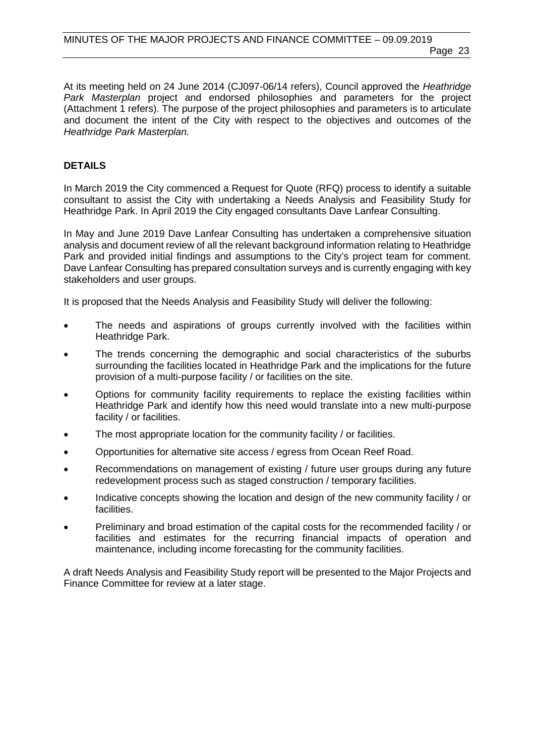At its meeting held on 24 June 2014 (CJ097-06/14 refers), Council approved the *Heathridge Park Masterplan* project and endorsed philosophies and parameters for the project (Attachment 1 refers). The purpose of the project philosophies and parameters is to articulate and document the intent of the City with respect to the objectives and outcomes of the *Heathridge Park Masterplan.*

## DETAILS

In March 2019 the City commenced a Request for Quote (RFQ) process to identify a suitable consultant to assist the City with undertaking a Needs Analysis and Feasibility Study for Heathridge Park. In April 2019 the City engaged consultants Dave Lanfear Consulting.

In May and June 2019 Dave Lanfear Consulting has undertaken a comprehensive situation analysis and document review of all the relevant background information relating to Heathridge Park and provided initial findings and assumptions to the City's project team for comment. Dave Lanfear Consulting has prepared consultation surveys and is currently engaging with key stakeholders and user groups.

It is proposed that the Needs Analysis and Feasibility Study will deliver the following:

- The needs and aspirations of groups currently involved with the facilities within Heathridge Park.
- The trends concerning the demographic and social characteristics of the suburbs surrounding the facilities located in Heathridge Park and the implications for the future provision of a multi-purpose facility / or facilities on the site.
- Options for community facility requirements to replace the existing facilities within Heathridge Park and identify how this need would translate into a new multi-purpose facility / or facilities.
- The most appropriate location for the community facility / or facilities.
- Opportunities for alternative site access / egress from Ocean Reef Road.
- Recommendations on management of existing / future user groups during any future redevelopment process such as staged construction / temporary facilities.
- Indicative concepts showing the location and design of the new community facility / or facilities.
- Preliminary and broad estimation of the capital costs for the recommended facility / or facilities and estimates for the recurring financial impacts of operation and maintenance, including income forecasting for the community facilities.

A draft Needs Analysis and Feasibility Study report will be presented to the Major Projects and Finance Committee for review at a later stage.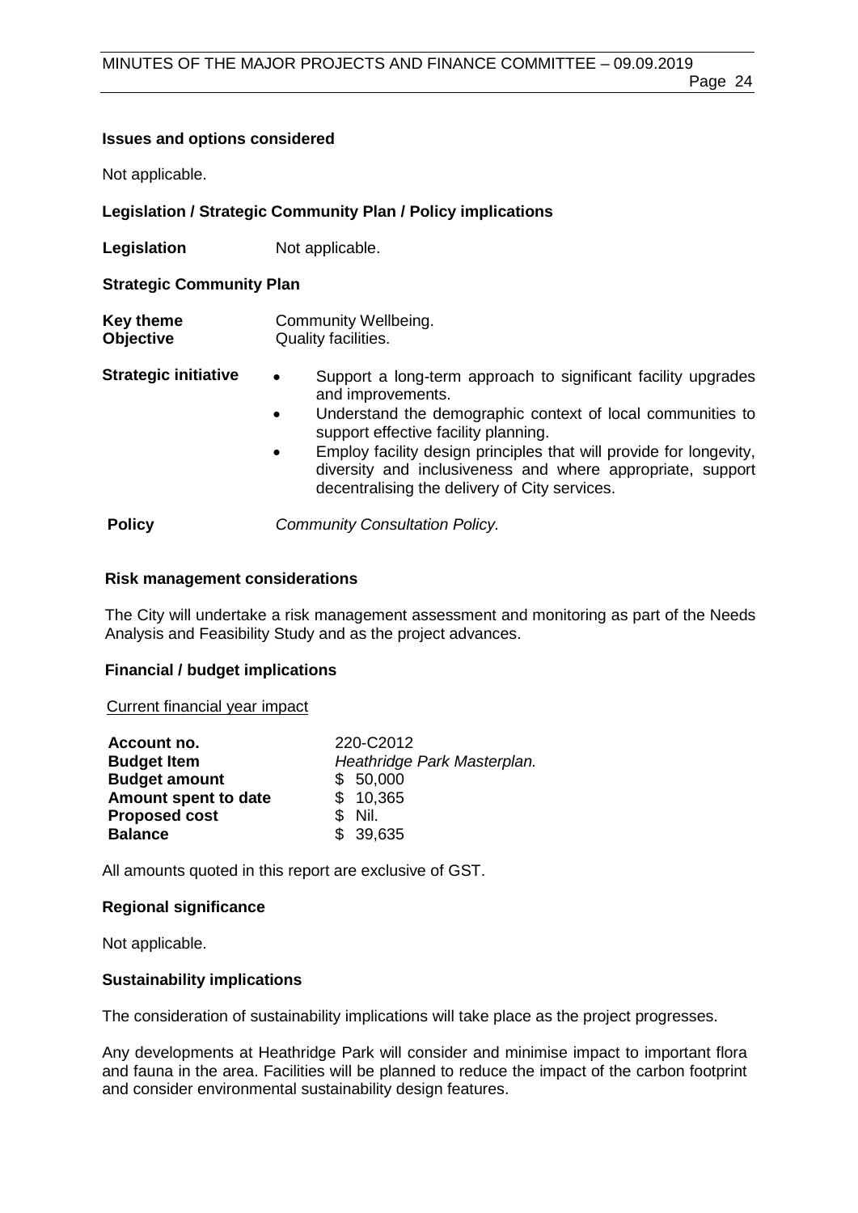**Issues and options considered**

Not applicable.

**Legislation / Strategic Community Plan / Policy implications**

**Legislation** Not applicable.

**Strategic Community Plan**

**Key theme** Community Wellbeing.
**Objective** Quality facilities.

**Strategic initiative**

- Support a long-term approach to significant facility upgrades and improvements.
- Understand the demographic context of local communities to support effective facility planning.
- Employ facility design principles that will provide for longevity, diversity and inclusiveness and where appropriate, support decentralising the delivery of City services.

**Policy** *Community Consultation Policy.*

**Risk management considerations**

The City will undertake a risk management assessment and monitoring as part of the Needs Analysis and Feasibility Study and as the project advances.

**Financial / budget implications**

Current financial year impact

| | |
|---|---|
| **Account no.** | 220-C2012 |
| **Budget Item** | *Heathridge Park Masterplan.* |
| **Budget amount** | $ 50,000 |
| **Amount spent to date** | $ 10,365 |
| **Proposed cost** | $ Nil. |
| **Balance** | $ 39,635 |

All amounts quoted in this report are exclusive of GST.

**Regional significance**

Not applicable.

**Sustainability implications**

The consideration of sustainability implications will take place as the project progresses.

Any developments at Heathridge Park will consider and minimise impact to important flora and fauna in the area. Facilities will be planned to reduce the impact of the carbon footprint and consider environmental sustainability design features.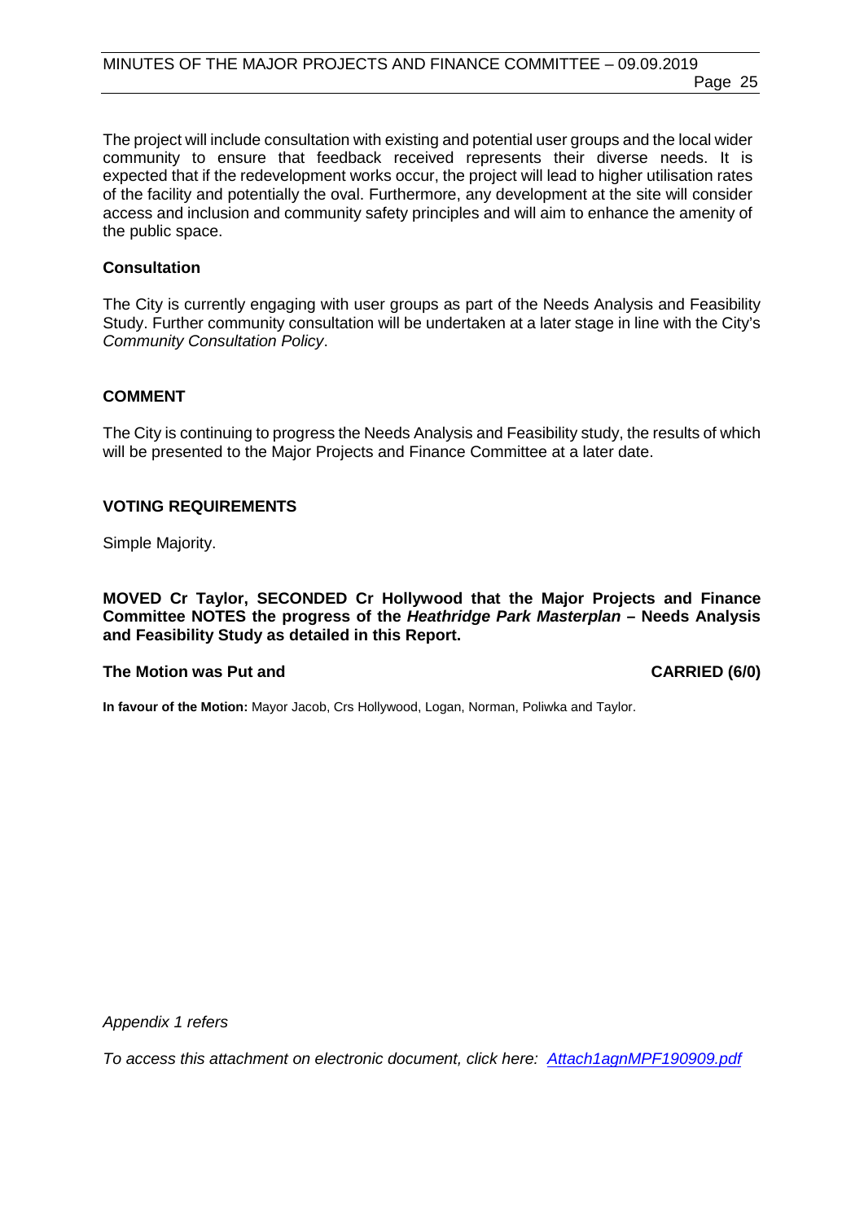The project will include consultation with existing and potential user groups and the local wider community to ensure that feedback received represents their diverse needs. It is expected that if the redevelopment works occur, the project will lead to higher utilisation rates of the facility and potentially the oval. Furthermore, any development at the site will consider access and inclusion and community safety principles and will aim to enhance the amenity of the public space.

### Consultation

The City is currently engaging with user groups as part of the Needs Analysis and Feasibility Study. Further community consultation will be undertaken at a later stage in line with the City's *Community Consultation Policy*.

## COMMENT

The City is continuing to progress the Needs Analysis and Feasibility study, the results of which will be presented to the Major Projects and Finance Committee at a later date.

## VOTING REQUIREMENTS

Simple Majority.

**MOVED Cr Taylor, SECONDED Cr Hollywood that the Major Projects and Finance Committee NOTES the progress of the *Heathridge Park Masterplan* – Needs Analysis and Feasibility Study as detailed in this Report.**

**The Motion was Put and CARRIED (6/0)**

**In favour of the Motion:** Mayor Jacob, Crs Hollywood, Logan, Norman, Poliwka and Taylor.

*Appendix 1 refers*

*To access this attachment on electronic document, click here: Attach1agnMPF190909.pdf*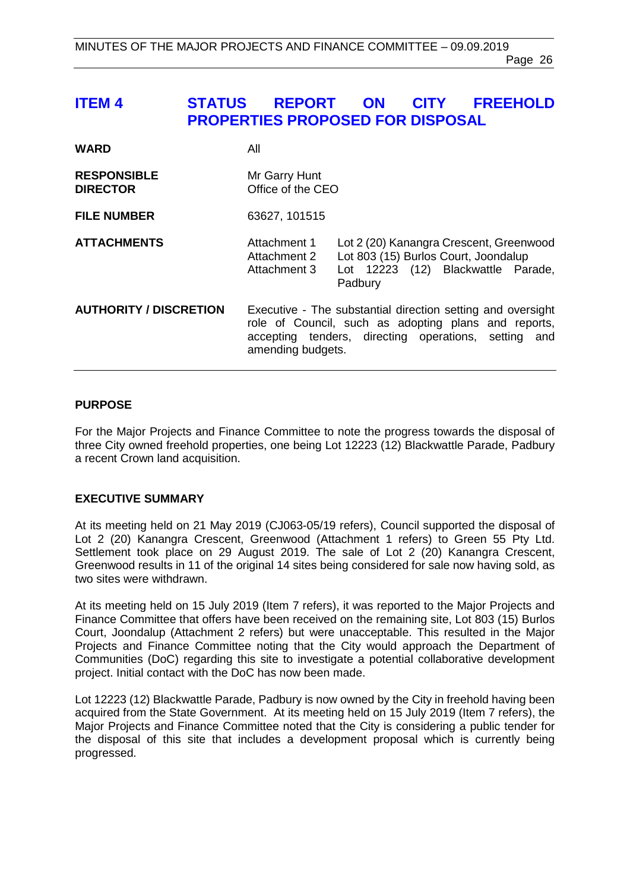# ITEM 4 STATUS REPORT ON CITY FREEHOLD PROPERTIES PROPOSED FOR DISPOSAL

| | | |
|---|---|---|
| **WARD** | All | |
| **RESPONSIBLE DIRECTOR** | Mr Garry Hunt<br>Office of the CEO | |
| **FILE NUMBER** | 63627, 101515 | |
| **ATTACHMENTS** | Attachment 1<br>Attachment 2<br>Attachment 3 | Lot 2 (20) Kanangra Crescent, Greenwood<br>Lot 803 (15) Burlos Court, Joondalup<br>Lot 12223 (12) Blackwattle Parade, Padbury |
| **AUTHORITY / DISCRETION** | Executive - The substantial direction setting and oversight role of Council, such as adopting plans and reports, accepting tenders, directing operations, setting and amending budgets. | |

## PURPOSE

For the Major Projects and Finance Committee to note the progress towards the disposal of three City owned freehold properties, one being Lot 12223 (12) Blackwattle Parade, Padbury a recent Crown land acquisition.

## EXECUTIVE SUMMARY

At its meeting held on 21 May 2019 (CJ063-05/19 refers), Council supported the disposal of Lot 2 (20) Kanangra Crescent, Greenwood (Attachment 1 refers) to Green 55 Pty Ltd. Settlement took place on 29 August 2019. The sale of Lot 2 (20) Kanangra Crescent, Greenwood results in 11 of the original 14 sites being considered for sale now having sold, as two sites were withdrawn.

At its meeting held on 15 July 2019 (Item 7 refers), it was reported to the Major Projects and Finance Committee that offers have been received on the remaining site, Lot 803 (15) Burlos Court, Joondalup (Attachment 2 refers) but were unacceptable. This resulted in the Major Projects and Finance Committee noting that the City would approach the Department of Communities (DoC) regarding this site to investigate a potential collaborative development project. Initial contact with the DoC has now been made.

Lot 12223 (12) Blackwattle Parade, Padbury is now owned by the City in freehold having been acquired from the State Government. At its meeting held on 15 July 2019 (Item 7 refers), the Major Projects and Finance Committee noted that the City is considering a public tender for the disposal of this site that includes a development proposal which is currently being progressed.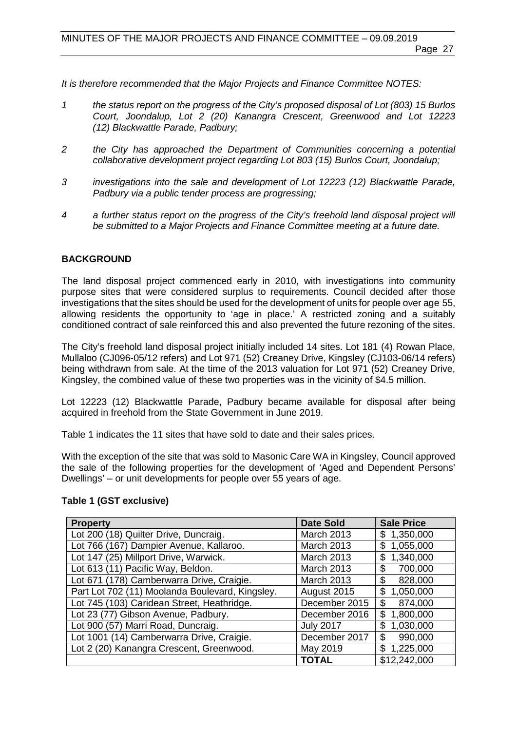*It is therefore recommended that the Major Projects and Finance Committee NOTES:*

*1 the status report on the progress of the City's proposed disposal of Lot (803) 15 Burlos Court, Joondalup, Lot 2 (20) Kanangra Crescent, Greenwood and Lot 12223 (12) Blackwattle Parade, Padbury;*

*2 the City has approached the Department of Communities concerning a potential collaborative development project regarding Lot 803 (15) Burlos Court, Joondalup;*

*3 investigations into the sale and development of Lot 12223 (12) Blackwattle Parade, Padbury via a public tender process are progressing;*

*4 a further status report on the progress of the City's freehold land disposal project will be submitted to a Major Projects and Finance Committee meeting at a future date.*

## BACKGROUND

The land disposal project commenced early in 2010, with investigations into community purpose sites that were considered surplus to requirements. Council decided after those investigations that the sites should be used for the development of units for people over age 55, allowing residents the opportunity to 'age in place.' A restricted zoning and a suitably conditioned contract of sale reinforced this and also prevented the future rezoning of the sites.

The City's freehold land disposal project initially included 14 sites. Lot 181 (4) Rowan Place, Mullaloo (CJ096-05/12 refers) and Lot 971 (52) Creaney Drive, Kingsley (CJ103-06/14 refers) being withdrawn from sale. At the time of the 2013 valuation for Lot 971 (52) Creaney Drive, Kingsley, the combined value of these two properties was in the vicinity of $4.5 million.

Lot 12223 (12) Blackwattle Parade, Padbury became available for disposal after being acquired in freehold from the State Government in June 2019.

Table 1 indicates the 11 sites that have sold to date and their sales prices.

With the exception of the site that was sold to Masonic Care WA in Kingsley, Council approved the sale of the following properties for the development of 'Aged and Dependent Persons' Dwellings' – or unit developments for people over 55 years of age.

**Table 1 (GST exclusive)**

| Property | Date Sold | Sale Price |
|---|---|---|
| Lot 200 (18) Quilter Drive, Duncraig. | March 2013 | $ 1,350,000 |
| Lot 766 (167) Dampier Avenue, Kallaroo. | March 2013 | $ 1,055,000 |
| Lot 147 (25) Millport Drive, Warwick. | March 2013 | $ 1,340,000 |
| Lot 613 (11) Pacific Way, Beldon. | March 2013 | $ 700,000 |
| Lot 671 (178) Camberwarra Drive, Craigie. | March 2013 | $ 828,000 |
| Part Lot 702 (11) Moolanda Boulevard, Kingsley. | August 2015 | $ 1,050,000 |
| Lot 745 (103) Caridean Street, Heathridge. | December 2015 | $ 874,000 |
| Lot 23 (77) Gibson Avenue, Padbury. | December 2016 | $ 1,800,000 |
| Lot 900 (57) Marri Road, Duncraig. | July 2017 | $ 1,030,000 |
| Lot 1001 (14) Camberwarra Drive, Craigie. | December 2017 | $ 990,000 |
| Lot 2 (20) Kanangra Crescent, Greenwood. | May 2019 | $ 1,225,000 |
| | **TOTAL** | $12,242,000 |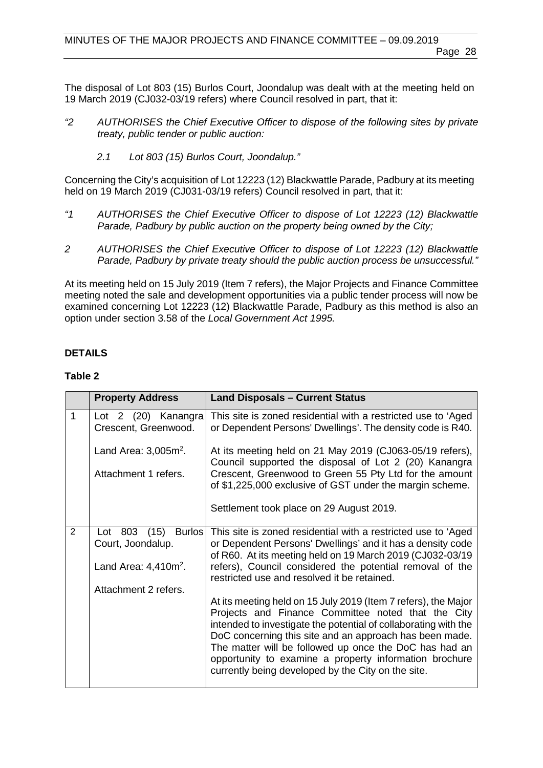The disposal of Lot 803 (15) Burlos Court, Joondalup was dealt with at the meeting held on 19 March 2019 (CJ032-03/19 refers) where Council resolved in part, that it:

*"2 AUTHORISES the Chief Executive Officer to dispose of the following sites by private treaty, public tender or public auction:*

*2.1 Lot 803 (15) Burlos Court, Joondalup."*

Concerning the City's acquisition of Lot 12223 (12) Blackwattle Parade, Padbury at its meeting held on 19 March 2019 (CJ031-03/19 refers) Council resolved in part, that it:

*"1 AUTHORISES the Chief Executive Officer to dispose of Lot 12223 (12) Blackwattle Parade, Padbury by public auction on the property being owned by the City;*

*2 AUTHORISES the Chief Executive Officer to dispose of Lot 12223 (12) Blackwattle Parade, Padbury by private treaty should the public auction process be unsuccessful."*

At its meeting held on 15 July 2019 (Item 7 refers), the Major Projects and Finance Committee meeting noted the sale and development opportunities via a public tender process will now be examined concerning Lot 12223 (12) Blackwattle Parade, Padbury as this method is also an option under section 3.58 of the *Local Government Act 1995.*

## DETAILS

**Table 2**

| | Property Address | Land Disposals – Current Status |
|---|---|---|
| 1 | Lot 2 (20) Kanangra Crescent, Greenwood.<br><br>Land Area: 3,005m$^2$.<br><br>Attachment 1 refers. | This site is zoned residential with a restricted use to 'Aged or Dependent Persons' Dwellings'. The density code is R40.<br><br>At its meeting held on 21 May 2019 (CJ063-05/19 refers), Council supported the disposal of Lot 2 (20) Kanangra Crescent, Greenwood to Green 55 Pty Ltd for the amount of $1,225,000 exclusive of GST under the margin scheme.<br><br>Settlement took place on 29 August 2019. |
| 2 | Lot 803 (15) Burlos Court, Joondalup.<br><br>Land Area: 4,410m$^2$.<br><br>Attachment 2 refers. | This site is zoned residential with a restricted use to 'Aged or Dependent Persons' Dwellings' and it has a density code of R60. At its meeting held on 19 March 2019 (CJ032-03/19 refers), Council considered the potential removal of the restricted use and resolved it be retained.<br><br>At its meeting held on 15 July 2019 (Item 7 refers), the Major Projects and Finance Committee noted that the City intended to investigate the potential of collaborating with the DoC concerning this site and an approach has been made. The matter will be followed up once the DoC has had an opportunity to examine a property information brochure currently being developed by the City on the site. |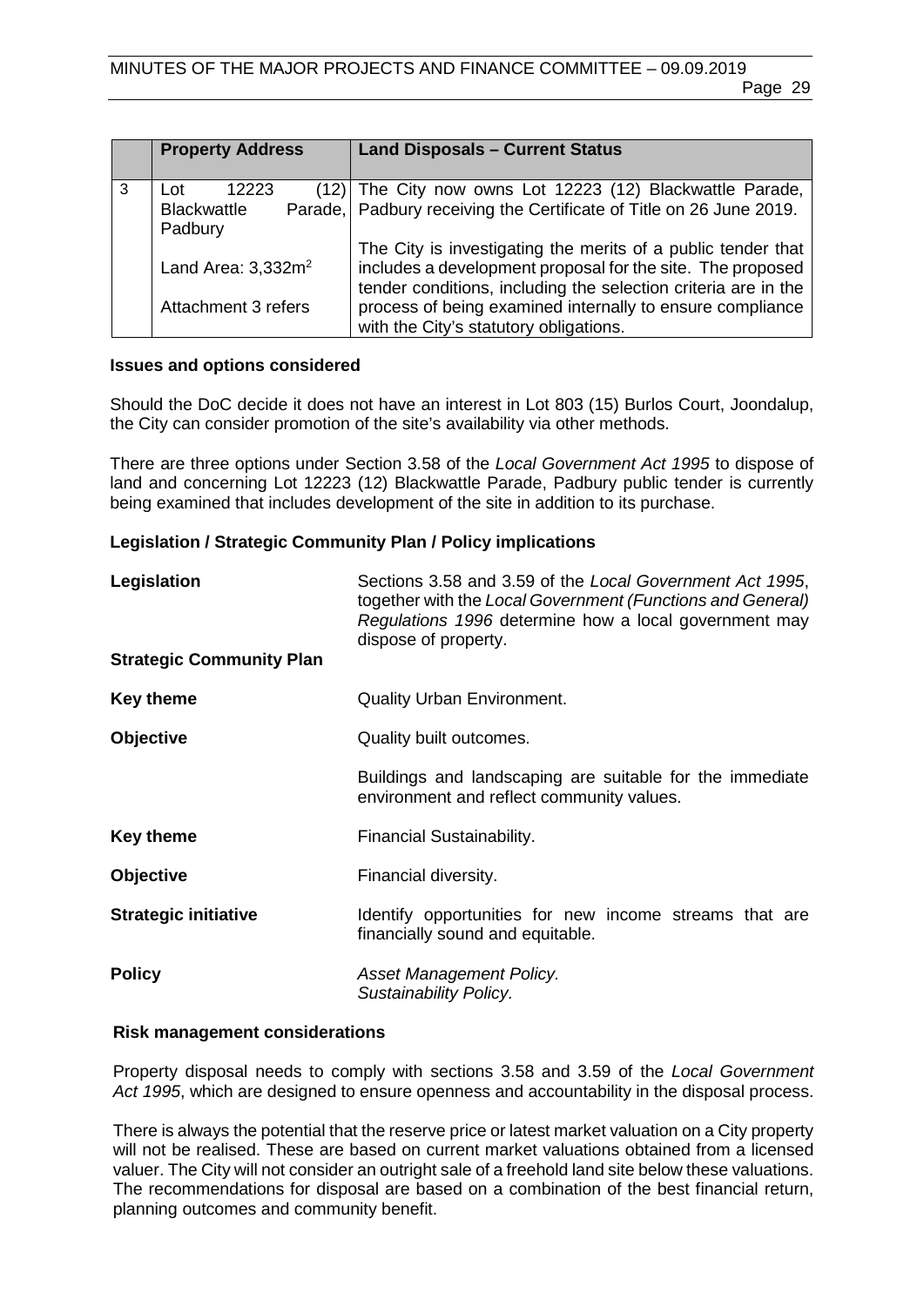| | Property Address | Land Disposals – Current Status |
|---|---|---|
| 3 | Lot 12223 (12) Blackwattle Parade, Padbury<br><br>Land Area: 3,332m$^2$<br><br>Attachment 3 refers | The City now owns Lot 12223 (12) Blackwattle Parade, Padbury receiving the Certificate of Title on 26 June 2019.<br><br>The City is investigating the merits of a public tender that includes a development proposal for the site. The proposed tender conditions, including the selection criteria are in the process of being examined internally to ensure compliance with the City's statutory obligations. |

### Issues and options considered

Should the DoC decide it does not have an interest in Lot 803 (15) Burlos Court, Joondalup, the City can consider promotion of the site's availability via other methods.

There are three options under Section 3.58 of the *Local Government Act 1995* to dispose of land and concerning Lot 12223 (12) Blackwattle Parade, Padbury public tender is currently being examined that includes development of the site in addition to its purchase.

### Legislation / Strategic Community Plan / Policy implications

**Legislation** — Sections 3.58 and 3.59 of the *Local Government Act 1995*, together with the *Local Government (Functions and General) Regulations 1996* determine how a local government may dispose of property.

**Strategic Community Plan**

**Key theme** — Quality Urban Environment.

**Objective** — Quality built outcomes.

Buildings and landscaping are suitable for the immediate environment and reflect community values.

**Key theme** — Financial Sustainability.

**Objective** — Financial diversity.

**Strategic initiative** — Identify opportunities for new income streams that are financially sound and equitable.

**Policy** — *Asset Management Policy.*
*Sustainability Policy.*

### Risk management considerations

Property disposal needs to comply with sections 3.58 and 3.59 of the *Local Government Act 1995*, which are designed to ensure openness and accountability in the disposal process.

There is always the potential that the reserve price or latest market valuation on a City property will not be realised. These are based on current market valuations obtained from a licensed valuer. The City will not consider an outright sale of a freehold land site below these valuations. The recommendations for disposal are based on a combination of the best financial return, planning outcomes and community benefit.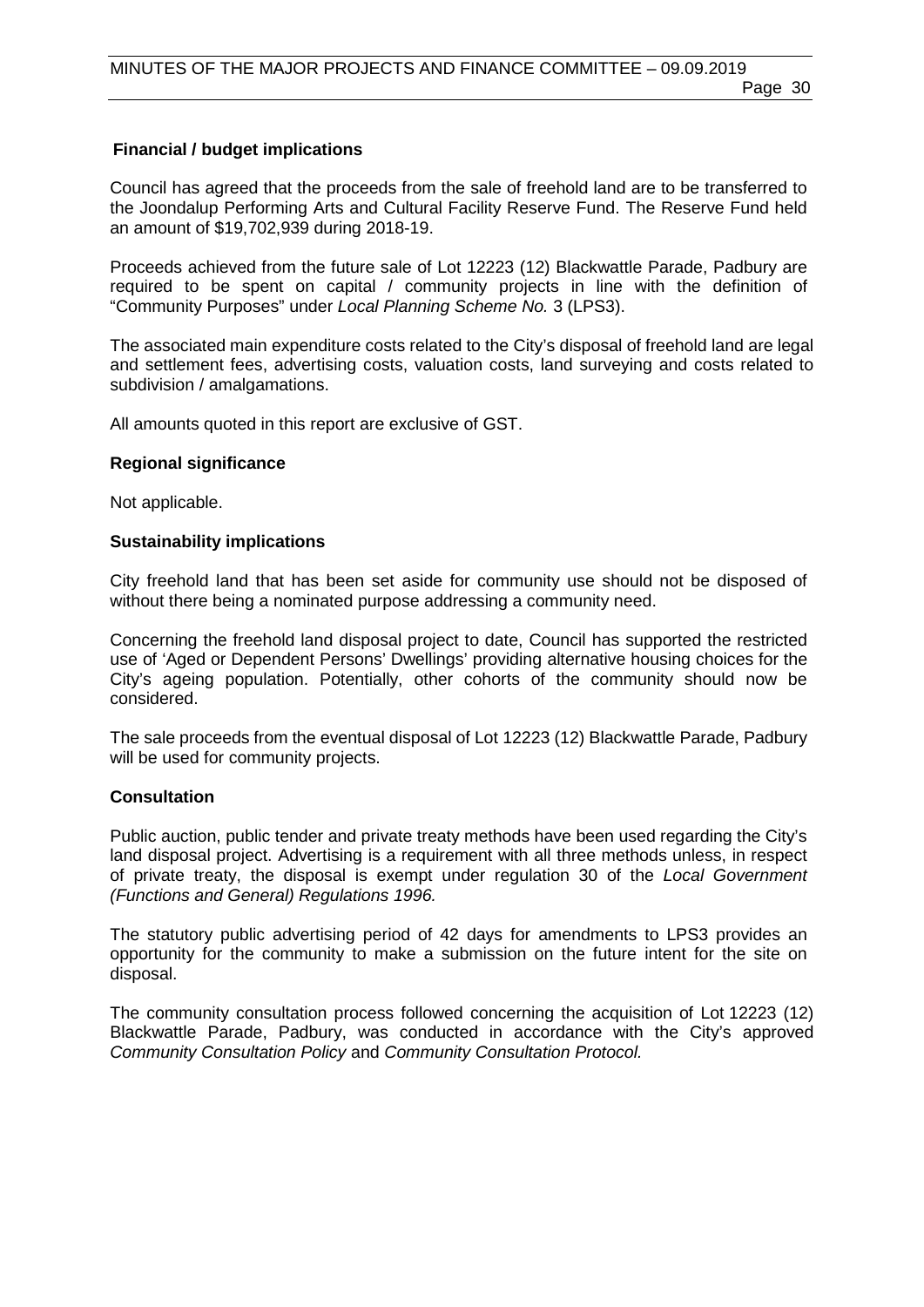**Financial / budget implications**

Council has agreed that the proceeds from the sale of freehold land are to be transferred to the Joondalup Performing Arts and Cultural Facility Reserve Fund. The Reserve Fund held an amount of $19,702,939 during 2018-19.

Proceeds achieved from the future sale of Lot 12223 (12) Blackwattle Parade, Padbury are required to be spent on capital / community projects in line with the definition of "Community Purposes" under *Local Planning Scheme No.* 3 (LPS3).

The associated main expenditure costs related to the City's disposal of freehold land are legal and settlement fees, advertising costs, valuation costs, land surveying and costs related to subdivision / amalgamations.

All amounts quoted in this report are exclusive of GST.

**Regional significance**

Not applicable.

**Sustainability implications**

City freehold land that has been set aside for community use should not be disposed of without there being a nominated purpose addressing a community need.

Concerning the freehold land disposal project to date, Council has supported the restricted use of 'Aged or Dependent Persons' Dwellings' providing alternative housing choices for the City's ageing population. Potentially, other cohorts of the community should now be considered.

The sale proceeds from the eventual disposal of Lot 12223 (12) Blackwattle Parade, Padbury will be used for community projects.

**Consultation**

Public auction, public tender and private treaty methods have been used regarding the City's land disposal project. Advertising is a requirement with all three methods unless, in respect of private treaty, the disposal is exempt under regulation 30 of the *Local Government (Functions and General) Regulations 1996.*

The statutory public advertising period of 42 days for amendments to LPS3 provides an opportunity for the community to make a submission on the future intent for the site on disposal.

The community consultation process followed concerning the acquisition of Lot 12223 (12) Blackwattle Parade, Padbury, was conducted in accordance with the City's approved *Community Consultation Policy* and *Community Consultation Protocol.*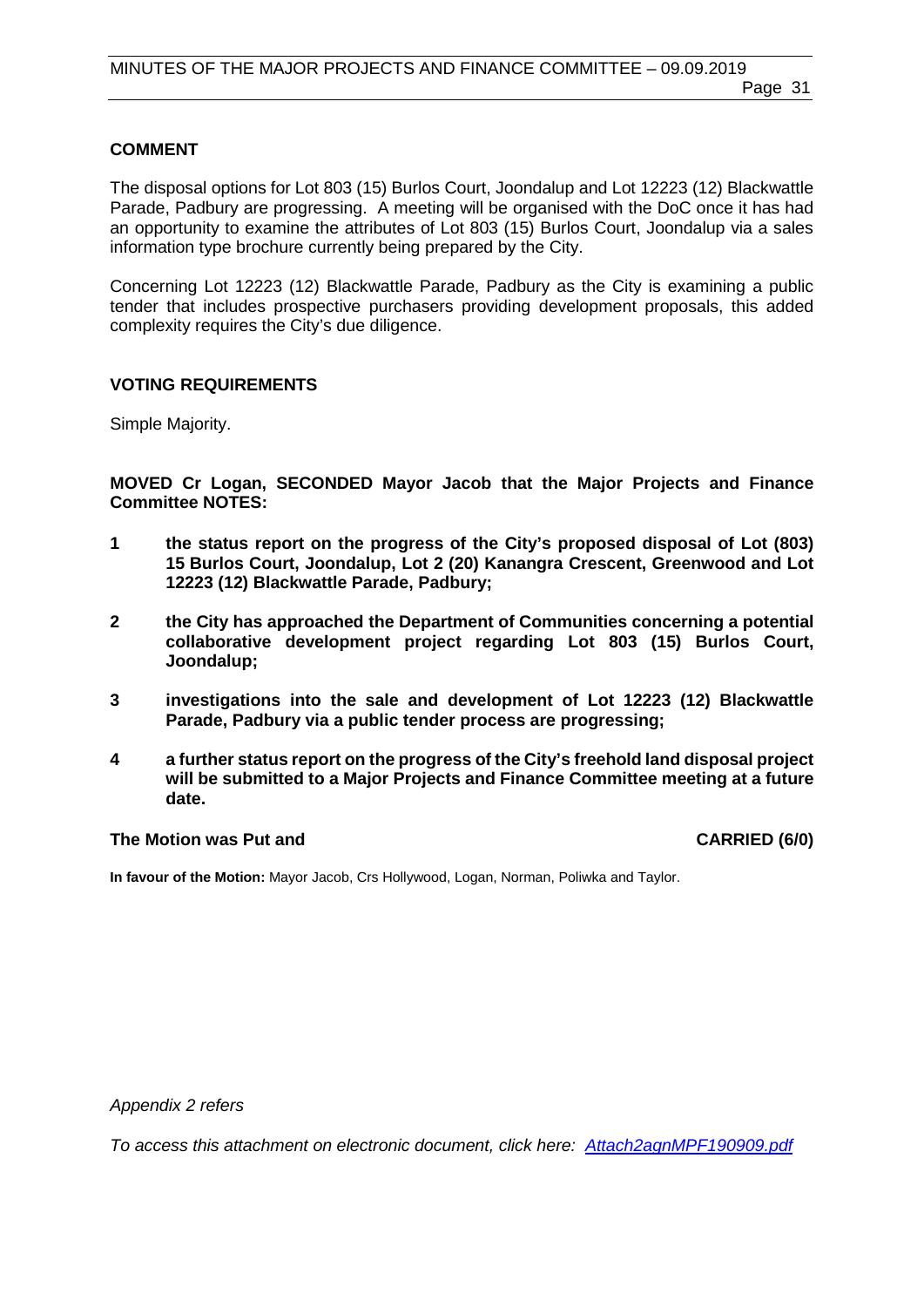**COMMENT**

The disposal options for Lot 803 (15) Burlos Court, Joondalup and Lot 12223 (12) Blackwattle Parade, Padbury are progressing. A meeting will be organised with the DoC once it has had an opportunity to examine the attributes of Lot 803 (15) Burlos Court, Joondalup via a sales information type brochure currently being prepared by the City.

Concerning Lot 12223 (12) Blackwattle Parade, Padbury as the City is examining a public tender that includes prospective purchasers providing development proposals, this added complexity requires the City's due diligence.

**VOTING REQUIREMENTS**

Simple Majority.

**MOVED Cr Logan, SECONDED Mayor Jacob that the Major Projects and Finance Committee NOTES:**

1. **the status report on the progress of the City's proposed disposal of Lot (803) 15 Burlos Court, Joondalup, Lot 2 (20) Kanangra Crescent, Greenwood and Lot 12223 (12) Blackwattle Parade, Padbury;**

2. **the City has approached the Department of Communities concerning a potential collaborative development project regarding Lot 803 (15) Burlos Court, Joondalup;**

3. **investigations into the sale and development of Lot 12223 (12) Blackwattle Parade, Padbury via a public tender process are progressing;**

4. **a further status report on the progress of the City's freehold land disposal project will be submitted to a Major Projects and Finance Committee meeting at a future date.**

**The Motion was Put and** **CARRIED (6/0)**

**In favour of the Motion:** Mayor Jacob, Crs Hollywood, Logan, Norman, Poliwka and Taylor.

*Appendix 2 refers*

*To access this attachment on electronic document, click here: Attach2agnMPF190909.pdf*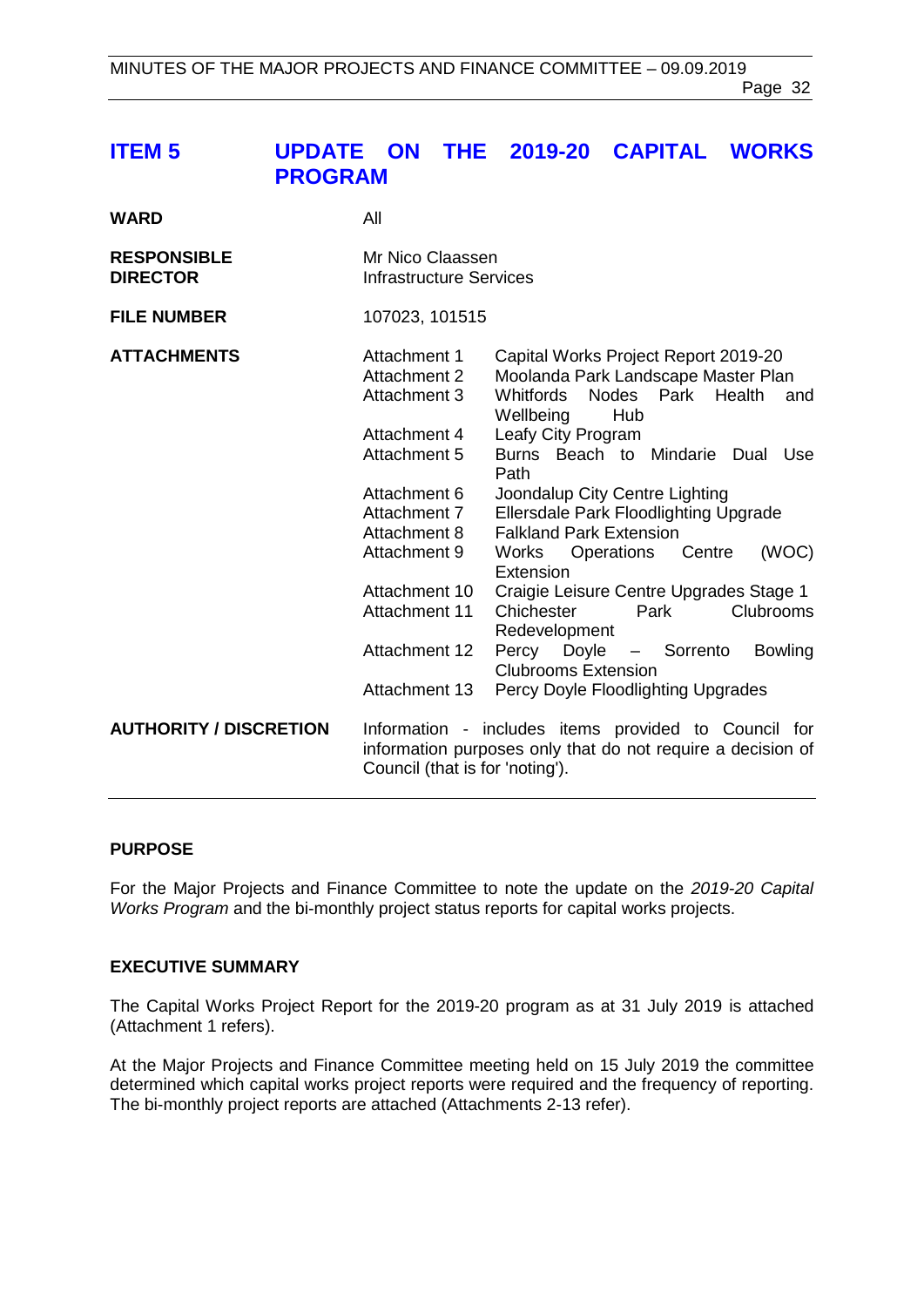# ITEM 5 UPDATE ON THE 2019-20 CAPITAL WORKS PROGRAM

| | |
|---|---|
| **WARD** | All |
| **RESPONSIBLE DIRECTOR** | Mr Nico Claassen<br>Infrastructure Services |
| **FILE NUMBER** | 107023, 101515 |
| **ATTACHMENTS** | Attachment 1 Capital Works Project Report 2019-20<br>Attachment 2 Moolanda Park Landscape Master Plan<br>Attachment 3 Whitfords Nodes Park Health and Wellbeing Hub<br>Attachment 4 Leafy City Program<br>Attachment 5 Burns Beach to Mindarie Dual Use Path<br>Attachment 6 Joondalup City Centre Lighting<br>Attachment 7 Ellersdale Park Floodlighting Upgrade<br>Attachment 8 Falkland Park Extension<br>Attachment 9 Works Operations Centre (WOC) Extension<br>Attachment 10 Craigie Leisure Centre Upgrades Stage 1<br>Attachment 11 Chichester Park Clubrooms Redevelopment<br>Attachment 12 Percy Doyle – Sorrento Bowling Clubrooms Extension<br>Attachment 13 Percy Doyle Floodlighting Upgrades |
| **AUTHORITY / DISCRETION** | Information - includes items provided to Council for information purposes only that do not require a decision of Council (that is for 'noting'). |

## PURPOSE

For the Major Projects and Finance Committee to note the update on the *2019-20 Capital Works Program* and the bi-monthly project status reports for capital works projects.

## EXECUTIVE SUMMARY

The Capital Works Project Report for the 2019-20 program as at 31 July 2019 is attached (Attachment 1 refers).

At the Major Projects and Finance Committee meeting held on 15 July 2019 the committee determined which capital works project reports were required and the frequency of reporting. The bi-monthly project reports are attached (Attachments 2-13 refer).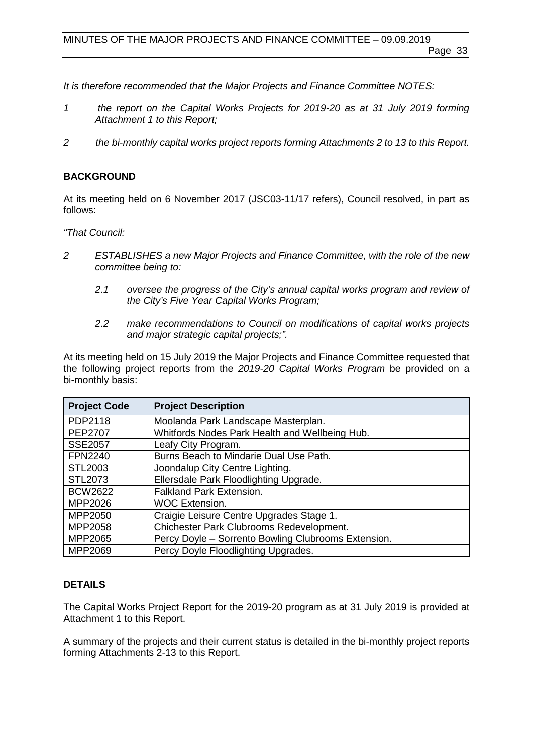*It is therefore recommended that the Major Projects and Finance Committee NOTES:*

*1 the report on the Capital Works Projects for 2019-20 as at 31 July 2019 forming Attachment 1 to this Report;*

*2 the bi-monthly capital works project reports forming Attachments 2 to 13 to this Report.*

## BACKGROUND

At its meeting held on 6 November 2017 (JSC03-11/17 refers), Council resolved, in part as follows:

*"That Council:*

*2 ESTABLISHES a new Major Projects and Finance Committee, with the role of the new committee being to:*

*2.1 oversee the progress of the City's annual capital works program and review of the City's Five Year Capital Works Program;*

*2.2 make recommendations to Council on modifications of capital works projects and major strategic capital projects;".*

At its meeting held on 15 July 2019 the Major Projects and Finance Committee requested that the following project reports from the *2019-20 Capital Works Program* be provided on a bi-monthly basis:

| Project Code | Project Description |
|---|---|
| PDP2118 | Moolanda Park Landscape Masterplan. |
| PEP2707 | Whitfords Nodes Park Health and Wellbeing Hub. |
| SSE2057 | Leafy City Program. |
| FPN2240 | Burns Beach to Mindarie Dual Use Path. |
| STL2003 | Joondalup City Centre Lighting. |
| STL2073 | Ellersdale Park Floodlighting Upgrade. |
| BCW2622 | Falkland Park Extension. |
| MPP2026 | WOC Extension. |
| MPP2050 | Craigie Leisure Centre Upgrades Stage 1. |
| MPP2058 | Chichester Park Clubrooms Redevelopment. |
| MPP2065 | Percy Doyle – Sorrento Bowling Clubrooms Extension. |
| MPP2069 | Percy Doyle Floodlighting Upgrades. |

## DETAILS

The Capital Works Project Report for the 2019-20 program as at 31 July 2019 is provided at Attachment 1 to this Report.

A summary of the projects and their current status is detailed in the bi-monthly project reports forming Attachments 2-13 to this Report.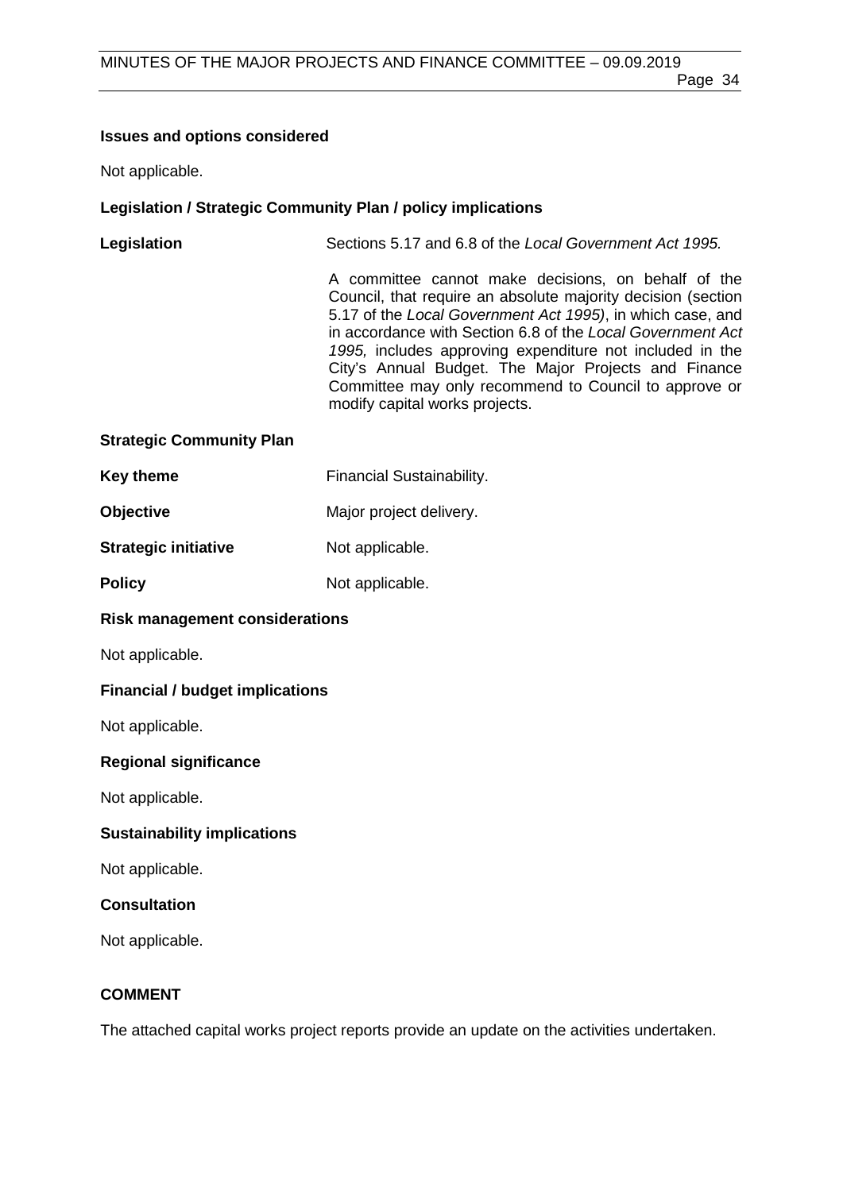**Issues and options considered**

Not applicable.

**Legislation / Strategic Community Plan / policy implications**

| | |
|---|---|
| **Legislation** | Sections 5.17 and 6.8 of the *Local Government Act 1995.* |
| | A committee cannot make decisions, on behalf of the Council, that require an absolute majority decision (section 5.17 of the *Local Government Act 1995)*, in which case, and in accordance with Section 6.8 of the *Local Government Act 1995,* includes approving expenditure not included in the City's Annual Budget. The Major Projects and Finance Committee may only recommend to Council to approve or modify capital works projects. |

**Strategic Community Plan**

| | |
|---|---|
| **Key theme** | Financial Sustainability. |
| **Objective** | Major project delivery. |
| **Strategic initiative** | Not applicable. |
| **Policy** | Not applicable. |

**Risk management considerations**

Not applicable.

**Financial / budget implications**

Not applicable.

**Regional significance**

Not applicable.

**Sustainability implications**

Not applicable.

**Consultation**

Not applicable.

**COMMENT**

The attached capital works project reports provide an update on the activities undertaken.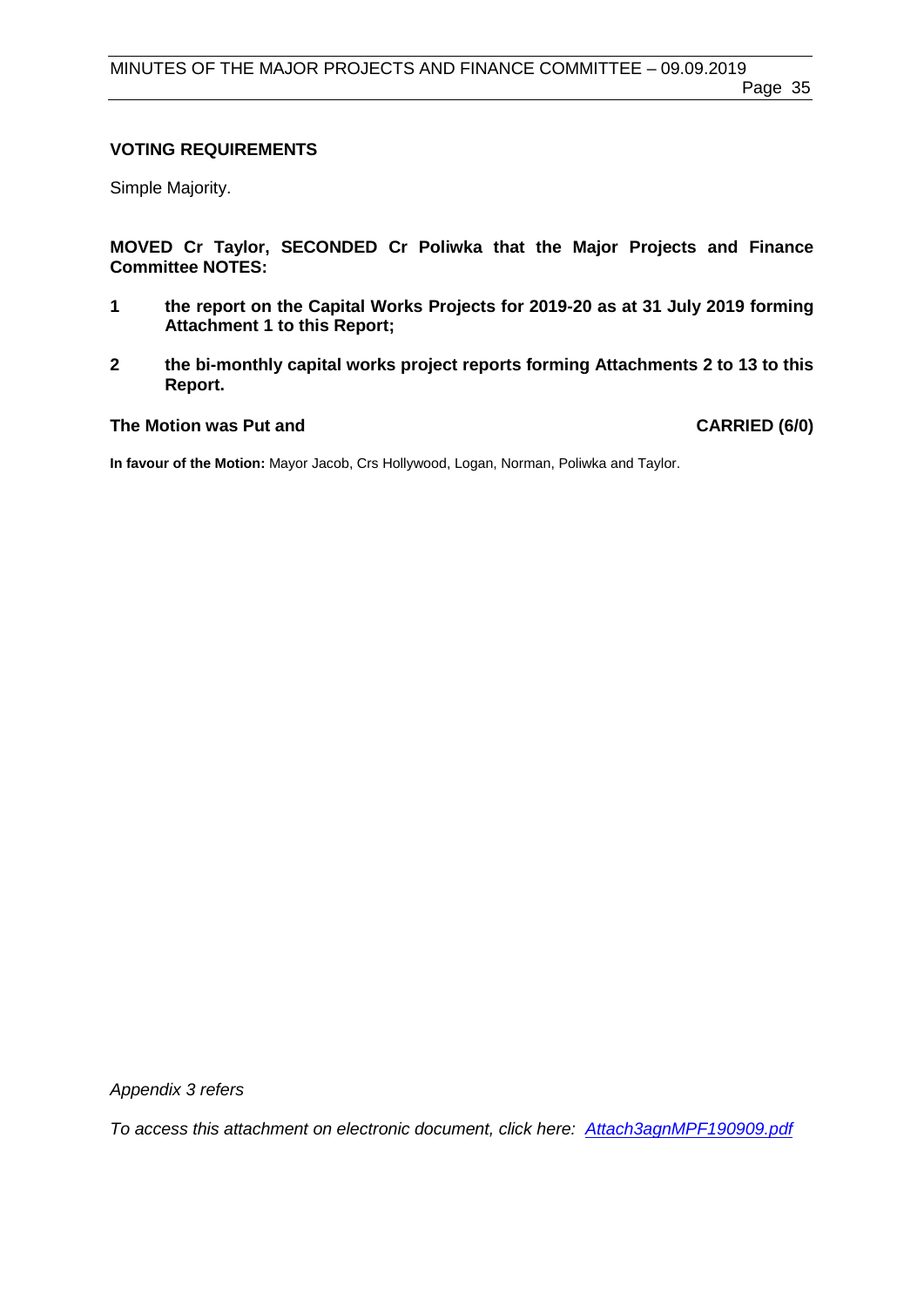### VOTING REQUIREMENTS

Simple Majority.

**MOVED Cr Taylor, SECONDED Cr Poliwka that the Major Projects and Finance Committee NOTES:**

1. **the report on the Capital Works Projects for 2019-20 as at 31 July 2019 forming Attachment 1 to this Report;**
2. **the bi-monthly capital works project reports forming Attachments 2 to 13 to this Report.**

**The Motion was Put and CARRIED (6/0)**

**In favour of the Motion:** Mayor Jacob, Crs Hollywood, Logan, Norman, Poliwka and Taylor.

*Appendix 3 refers*

*To access this attachment on electronic document, click here: [Attach3agnMPF190909.pdf](Attach3agnMPF190909.pdf)*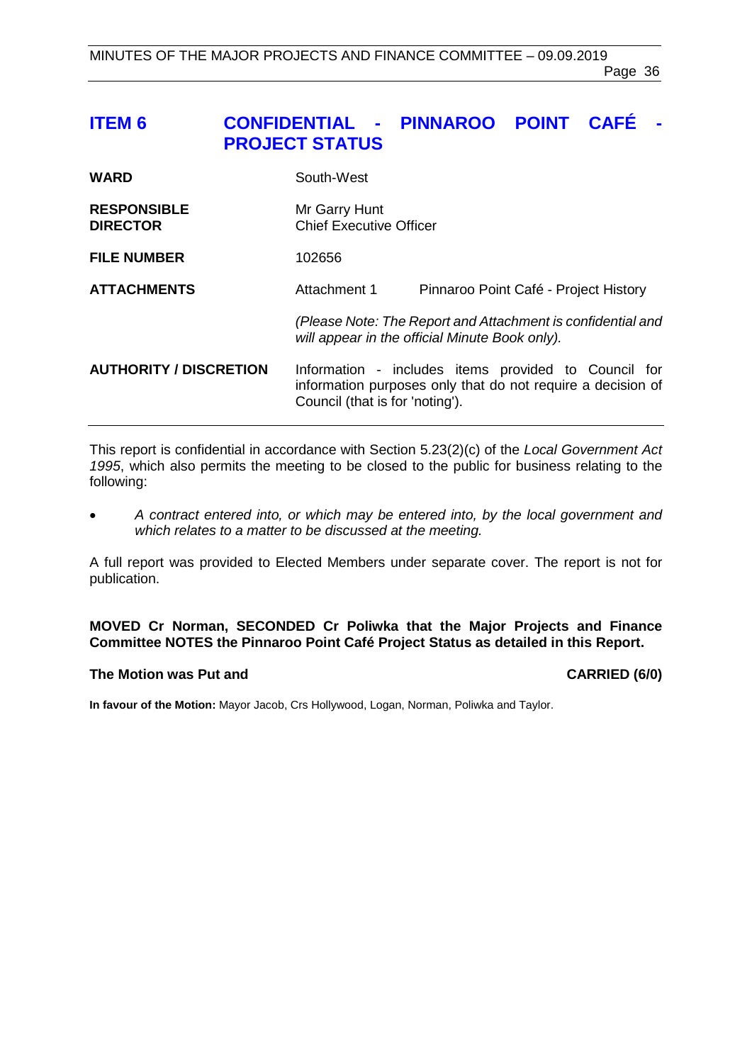# ITEM 6 CONFIDENTIAL - PINNAROO POINT CAFÉ - PROJECT STATUS

| | | |
|---|---|---|
| **WARD** | South-West | |
| **RESPONSIBLE DIRECTOR** | Mr Garry Hunt<br>Chief Executive Officer | |
| **FILE NUMBER** | 102656 | |
| **ATTACHMENTS** | Attachment 1 | Pinnaroo Point Café - Project History |
| | *(Please Note: The Report and Attachment is confidential and will appear in the official Minute Book only).* | |
| **AUTHORITY / DISCRETION** | Information - includes items provided to Council for information purposes only that do not require a decision of Council (that is for 'noting'). | |

This report is confidential in accordance with Section 5.23(2)(c) of the *Local Government Act 1995*, which also permits the meeting to be closed to the public for business relating to the following:

- *A contract entered into, or which may be entered into, by the local government and which relates to a matter to be discussed at the meeting.*

A full report was provided to Elected Members under separate cover. The report is not for publication.

**MOVED Cr Norman, SECONDED Cr Poliwka that the Major Projects and Finance Committee NOTES the Pinnaroo Point Café Project Status as detailed in this Report.**

**The Motion was Put and CARRIED (6/0)**

**In favour of the Motion:** Mayor Jacob, Crs Hollywood, Logan, Norman, Poliwka and Taylor.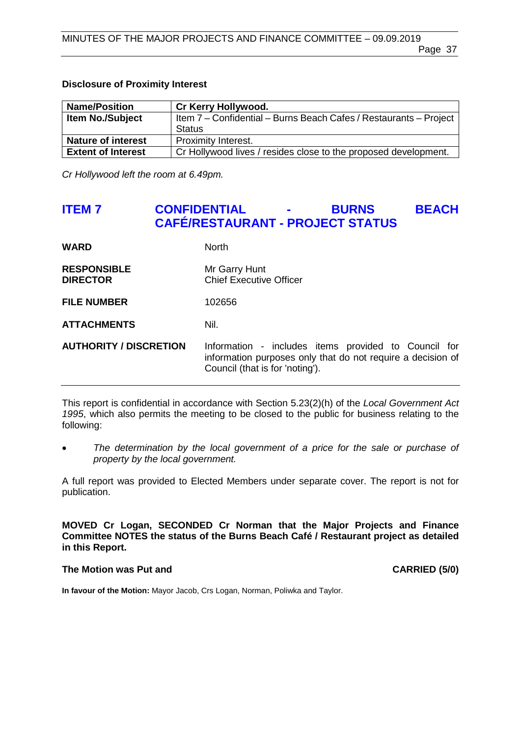**Disclosure of Proximity Interest**

| Name/Position | Cr Kerry Hollywood. |
|---|---|
| Item No./Subject | Item 7 – Confidential – Burns Beach Cafes / Restaurants – Project Status |
| Nature of interest | Proximity Interest. |
| Extent of Interest | Cr Hollywood lives / resides close to the proposed development. |

*Cr Hollywood left the room at 6.49pm.*

## ITEM 7 CONFIDENTIAL - BURNS BEACH CAFÉ/RESTAURANT - PROJECT STATUS

**WARD** North

**RESPONSIBLE DIRECTOR** Mr Garry Hunt, Chief Executive Officer

**FILE NUMBER** 102656

**ATTACHMENTS** Nil.

**AUTHORITY / DISCRETION** Information - includes items provided to Council for information purposes only that do not require a decision of Council (that is for 'noting').

This report is confidential in accordance with Section 5.23(2)(h) of the *Local Government Act 1995*, which also permits the meeting to be closed to the public for business relating to the following:

- *The determination by the local government of a price for the sale or purchase of property by the local government.*

A full report was provided to Elected Members under separate cover. The report is not for publication.

**MOVED Cr Logan, SECONDED Cr Norman that the Major Projects and Finance Committee NOTES the status of the Burns Beach Café / Restaurant project as detailed in this Report.**

**The Motion was Put and CARRIED (5/0)**

**In favour of the Motion:** Mayor Jacob, Crs Logan, Norman, Poliwka and Taylor.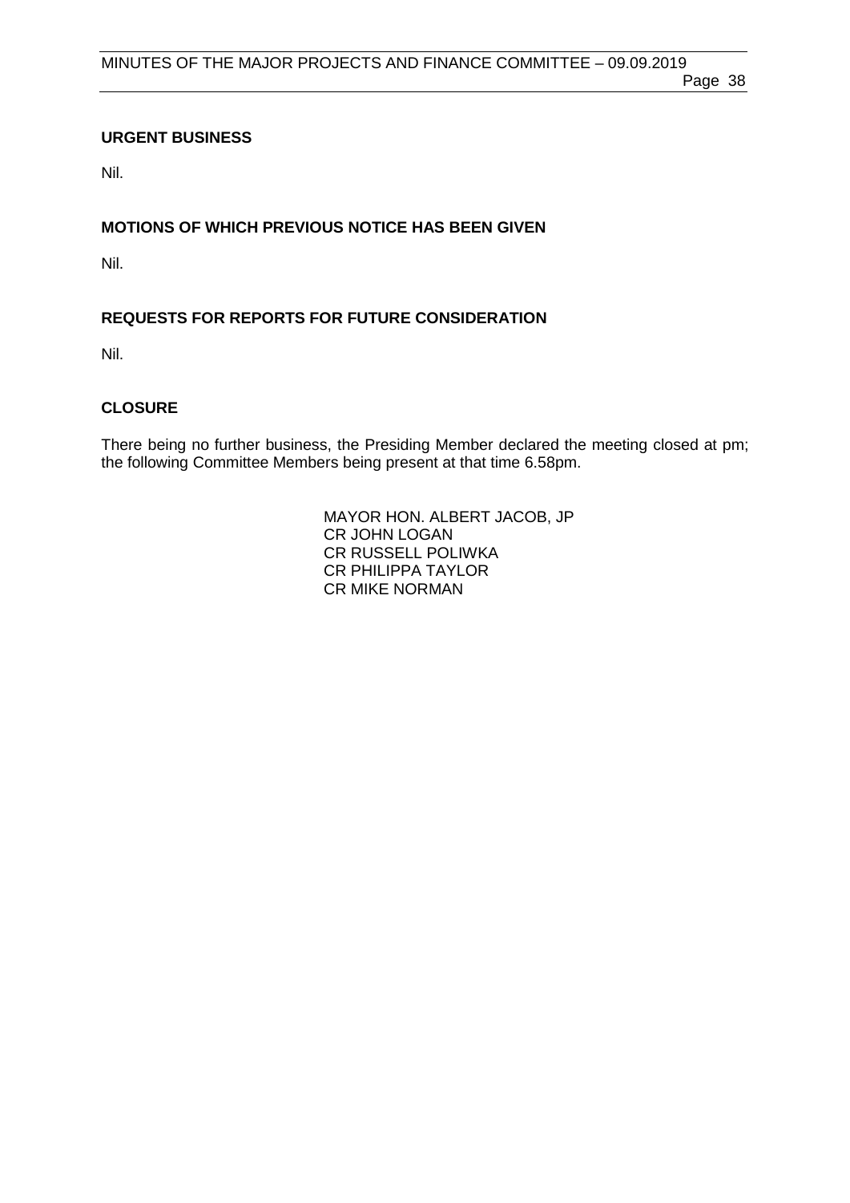## URGENT BUSINESS

Nil.

## MOTIONS OF WHICH PREVIOUS NOTICE HAS BEEN GIVEN

Nil.

## REQUESTS FOR REPORTS FOR FUTURE CONSIDERATION

Nil.

## CLOSURE

There being no further business, the Presiding Member declared the meeting closed at pm; the following Committee Members being present at that time 6.58pm.

MAYOR HON. ALBERT JACOB, JP
CR JOHN LOGAN
CR RUSSELL POLIWKA
CR PHILIPPA TAYLOR
CR MIKE NORMAN